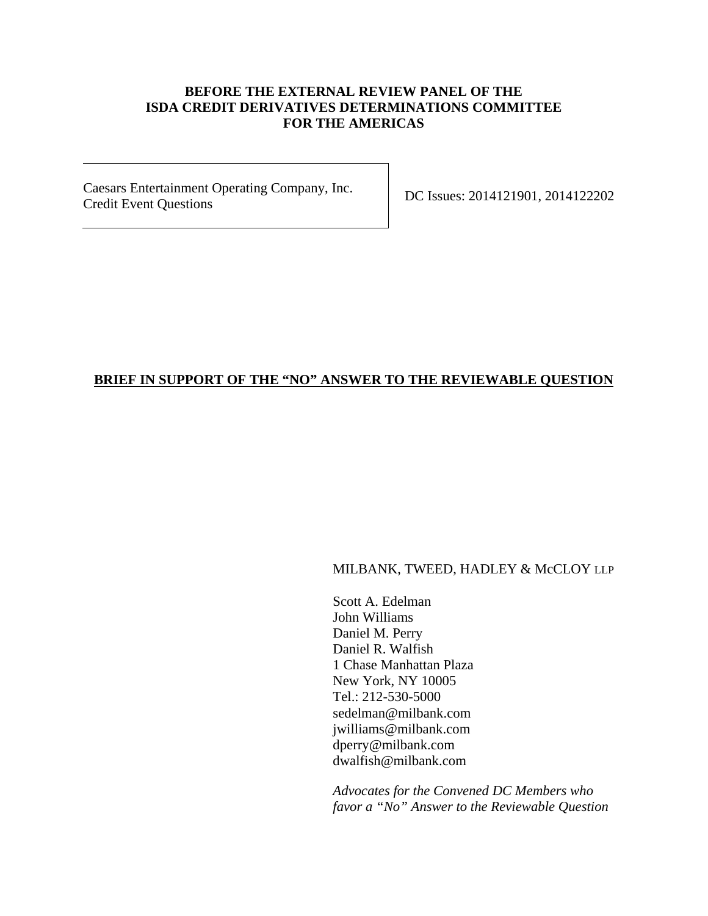**BEFORE THE EXTERNAL REVIEW PANEL OF THE**
**ISDA CREDIT DERIVATIVES DETERMINATIONS COMMITTEE**
**FOR THE AMERICAS**

| Caesars Entertainment Operating Company, Inc. Credit Event Questions | DC Issues: 2014121901, 2014122202 |
|---|---|

# BRIEF IN SUPPORT OF THE "NO" ANSWER TO THE REVIEWABLE QUESTION

MILBANK, TWEED, HADLEY & McCLOY LLP

Scott A. Edelman
John Williams
Daniel M. Perry
Daniel R. Walfish
1 Chase Manhattan Plaza
New York, NY 10005
Tel.: 212-530-5000
sedelman@milbank.com
jwilliams@milbank.com
dperry@milbank.com
dwalfish@milbank.com

*Advocates for the Convened DC Members who favor a "No" Answer to the Reviewable Question*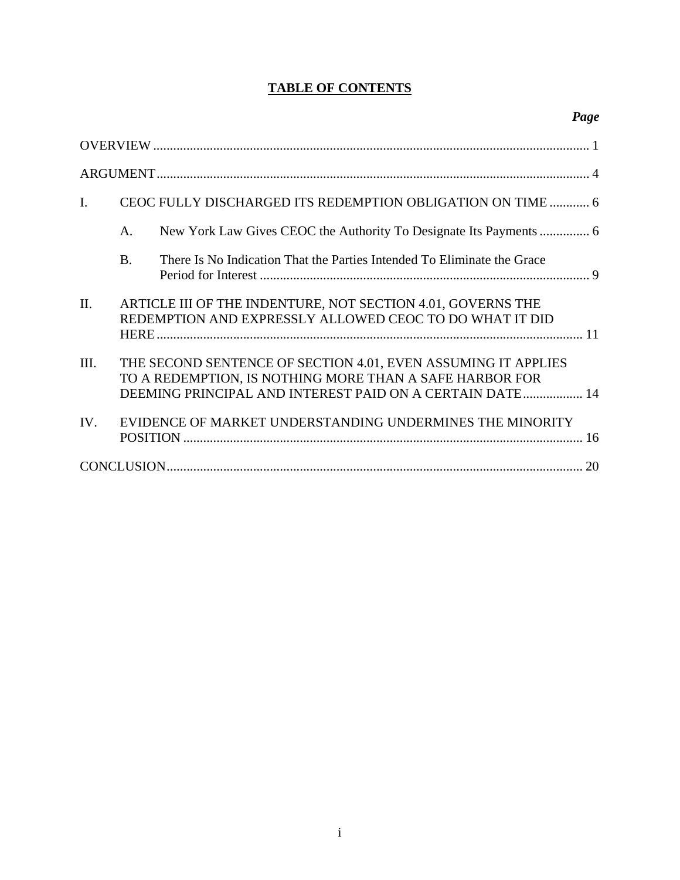# TABLE OF CONTENTS

| | | Page |
|---|---|---|
| OVERVIEW | | 1 |
| ARGUMENT | | 4 |
| I. | CEOC FULLY DISCHARGED ITS REDEMPTION OBLIGATION ON TIME | 6 |
| | A. New York Law Gives CEOC the Authority To Designate Its Payments | 6 |
| | B. There Is No Indication That the Parties Intended To Eliminate the Grace Period for Interest | 9 |
| II. | ARTICLE III OF THE INDENTURE, NOT SECTION 4.01, GOVERNS THE REDEMPTION AND EXPRESSLY ALLOWED CEOC TO DO WHAT IT DID HERE | 11 |
| III. | THE SECOND SENTENCE OF SECTION 4.01, EVEN ASSUMING IT APPLIES TO A REDEMPTION, IS NOTHING MORE THAN A SAFE HARBOR FOR DEEMING PRINCIPAL AND INTEREST PAID ON A CERTAIN DATE | 14 |
| IV. | EVIDENCE OF MARKET UNDERSTANDING UNDERMINES THE MINORITY POSITION | 16 |
| CONCLUSION | | 20 |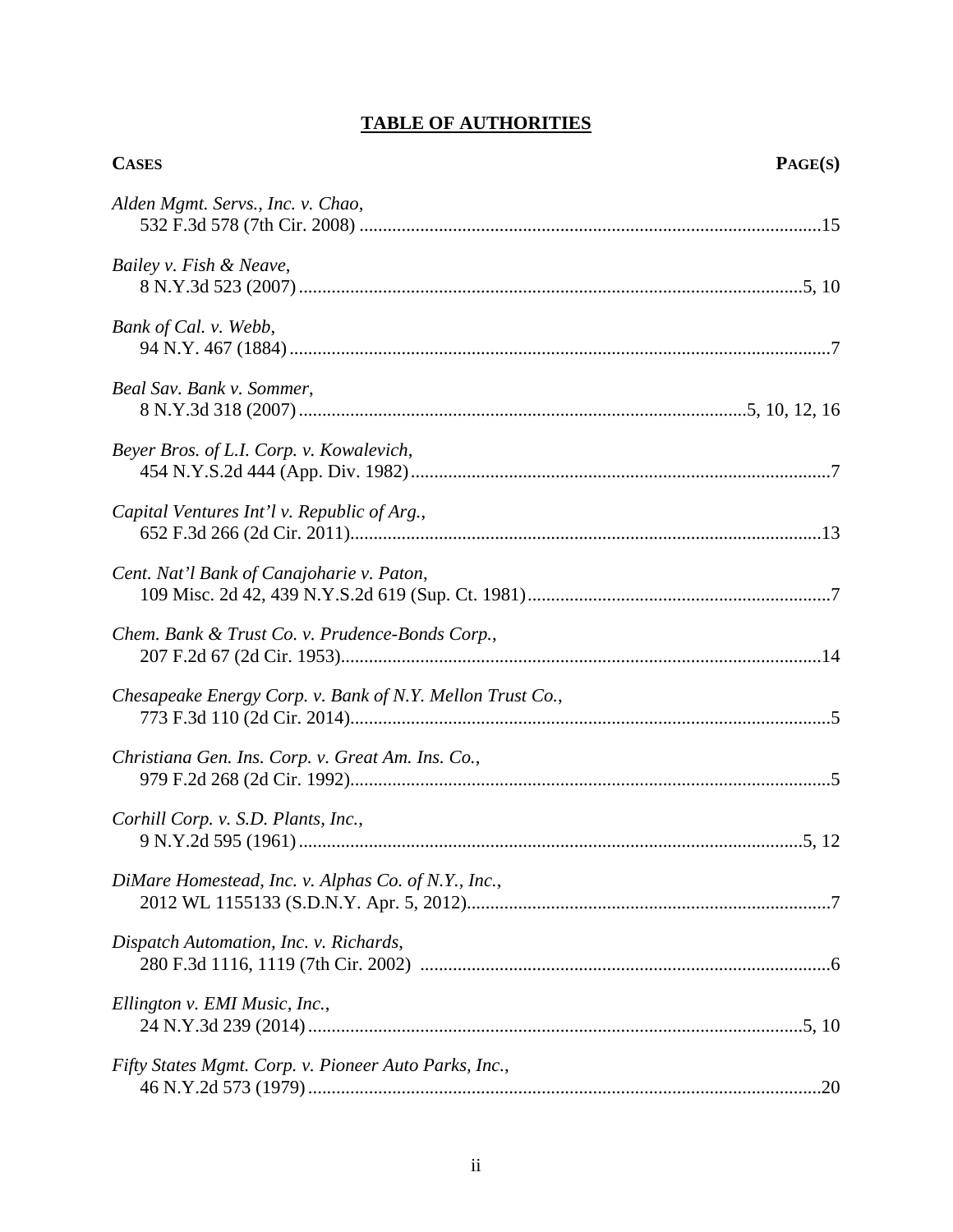# TABLE OF AUTHORITIES

**CASES** **PAGE(S)**

*Alden Mgmt. Servs., Inc. v. Chao*,
532 F.3d 578 (7th Cir. 2008) ....................................................................................................15

*Bailey v. Fish & Neave*,
8 N.Y.3d 523 (2007) ............................................................................................................5, 10

*Bank of Cal. v. Webb*,
94 N.Y. 467 (1884) ....................................................................................................................7

*Beal Sav. Bank v. Sommer*,
8 N.Y.3d 318 (2007) ................................................................................................5, 10, 12, 16

*Beyer Bros. of L.I. Corp. v. Kowalevich*,
454 N.Y.S.2d 444 (App. Div. 1982) .........................................................................................7

*Capital Ventures Int'l v. Republic of Arg.*,
652 F.3d 266 (2d Cir. 2011).....................................................................................................13

*Cent. Nat'l Bank of Canajoharie v. Paton*,
109 Misc. 2d 42, 439 N.Y.S.2d 619 (Sup. Ct. 1981) .................................................................7

*Chem. Bank & Trust Co. v. Prudence-Bonds Corp.*,
207 F.2d 67 (2d Cir. 1953)......................................................................................................14

*Chesapeake Energy Corp. v. Bank of N.Y. Mellon Trust Co.*,
773 F.3d 110 (2d Cir. 2014).......................................................................................................5

*Christiana Gen. Ins. Corp. v. Great Am. Ins. Co.*,
979 F.2d 268 (2d Cir. 1992).......................................................................................................5

*Corhill Corp. v. S.D. Plants, Inc.*,
9 N.Y.2d 595 (1961) ............................................................................................................5, 12

*DiMare Homestead, Inc. v. Alphas Co. of N.Y., Inc.*,
2012 WL 1155133 (S.D.N.Y. Apr. 5, 2012)..............................................................................7

*Dispatch Automation, Inc. v. Richards*,
280 F.3d 1116, 1119 (7th Cir. 2002) ........................................................................................6

*Ellington v. EMI Music, Inc.*,
24 N.Y.3d 239 (2014) ..........................................................................................................5, 10

*Fifty States Mgmt. Corp. v. Pioneer Auto Parks, Inc.*,
46 N.Y.2d 573 (1979) ..............................................................................................................20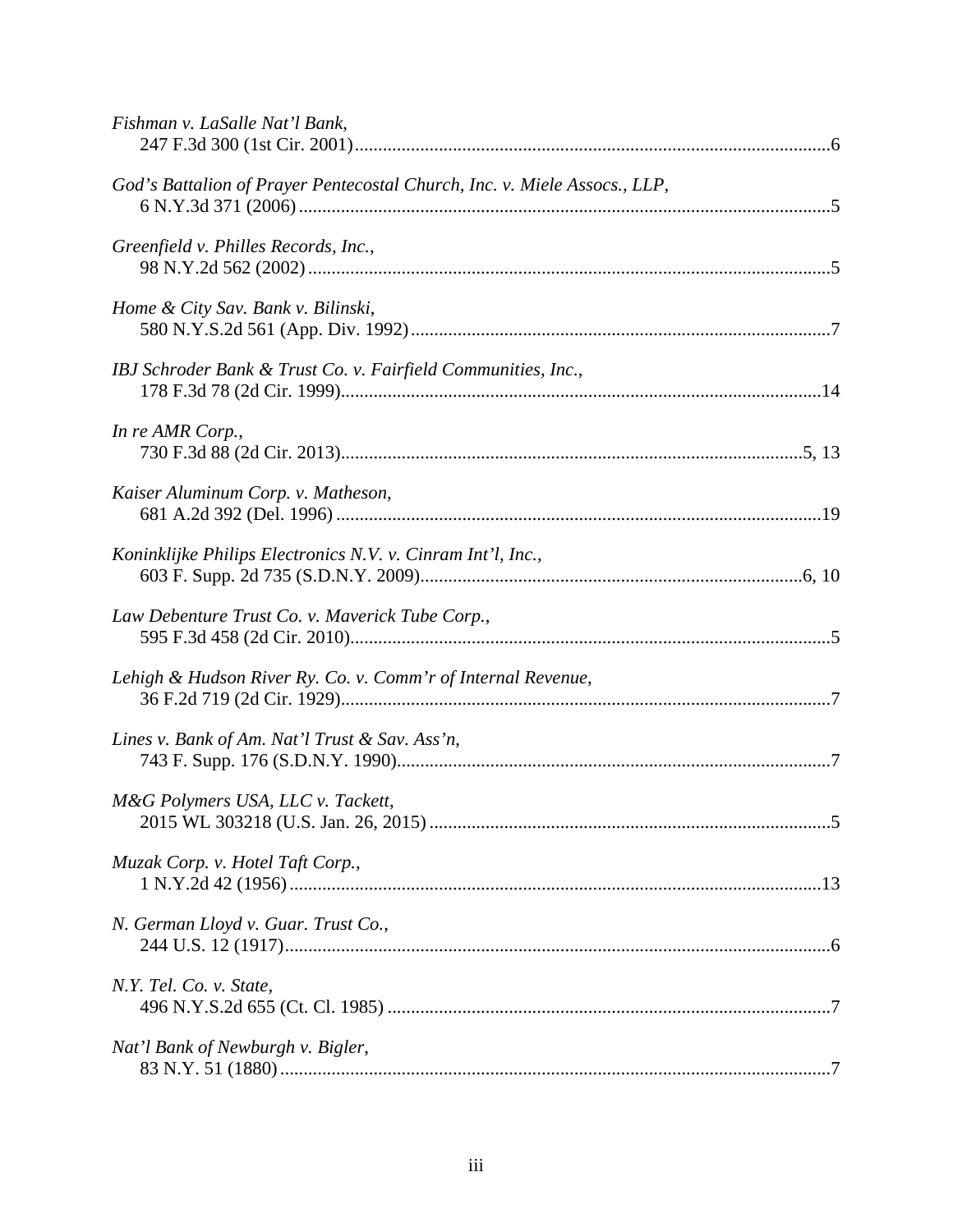*Fishman v. LaSalle Nat'l Bank*,
247 F.3d 300 (1st Cir. 2001)......................................................................................................6

*God's Battalion of Prayer Pentecostal Church, Inc. v. Miele Assocs., LLP*,
6 N.Y.3d 371 (2006)..................................................................................................................5

*Greenfield v. Philles Records, Inc.*,
98 N.Y.2d 562 (2002)................................................................................................................5

*Home & City Sav. Bank v. Bilinski*,
580 N.Y.S.2d 561 (App. Div. 1992)..........................................................................................7

*IBJ Schroder Bank & Trust Co. v. Fairfield Communities, Inc.*,
178 F.3d 78 (2d Cir. 1999)......................................................................................................14

*In re AMR Corp.*,
730 F.3d 88 (2d Cir. 2013)...................................................................................................5, 13

*Kaiser Aluminum Corp. v. Matheson*,
681 A.2d 392 (Del. 1996).......................................................................................................19

*Koninklijke Philips Electronics N.V. v. Cinram Int'l, Inc.*,
603 F. Supp. 2d 735 (S.D.N.Y. 2009)..................................................................................6, 10

*Law Debenture Trust Co. v. Maverick Tube Corp.*,
595 F.3d 458 (2d Cir. 2010).......................................................................................................5

*Lehigh & Hudson River Ry. Co. v. Comm'r of Internal Revenue*,
36 F.2d 719 (2d Cir. 1929).........................................................................................................7

*Lines v. Bank of Am. Nat'l Trust & Sav. Ass'n*,
743 F. Supp. 176 (S.D.N.Y. 1990).............................................................................................7

*M&G Polymers USA, LLC v. Tackett*,
2015 WL 303218 (U.S. Jan. 26, 2015)......................................................................................5

*Muzak Corp. v. Hotel Taft Corp.*,
1 N.Y.2d 42 (1956)..................................................................................................................13

*N. German Lloyd v. Guar. Trust Co.*,
244 U.S. 12 (1917).....................................................................................................................6

*N.Y. Tel. Co. v. State*,
496 N.Y.S.2d 655 (Ct. Cl. 1985)...............................................................................................7

*Nat'l Bank of Newburgh v. Bigler*,
83 N.Y. 51 (1880).......................................................................................................................7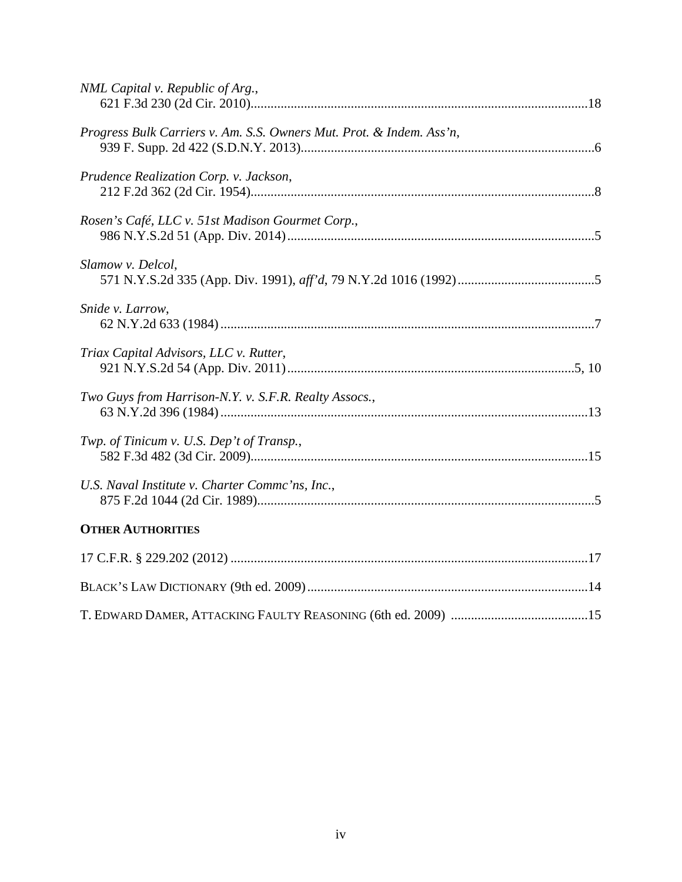*NML Capital v. Republic of Arg.*,
621 F.3d 230 (2d Cir. 2010)....................................................................................................18

*Progress Bulk Carriers v. Am. S.S. Owners Mut. Prot. & Indem. Ass'n*,
939 F. Supp. 2d 422 (S.D.N.Y. 2013).......................................................................................6

*Prudence Realization Corp. v. Jackson*,
212 F.2d 362 (2d Cir. 1954)......................................................................................................8

*Rosen's Café, LLC v. 51st Madison Gourmet Corp.*,
986 N.Y.S.2d 51 (App. Div. 2014)............................................................................................5

*Slamow v. Delcol*,
571 N.Y.S.2d 335 (App. Div. 1991), *aff'd*, 79 N.Y.2d 1016 (1992).........................................5

*Snide v. Larrow*,
62 N.Y.2d 633 (1984)................................................................................................................7

*Triax Capital Advisors, LLC v. Rutter*,
921 N.Y.S.2d 54 (App. Div. 2011).....................................................................................5, 10

*Two Guys from Harrison-N.Y. v. S.F.R. Realty Assocs.*,
63 N.Y.2d 396 (1984)..............................................................................................................13

*Twp. of Tinicum v. U.S. Dep't of Transp.*,
582 F.3d 482 (3d Cir. 2009)....................................................................................................15

*U.S. Naval Institute v. Charter Commc'ns, Inc.*,
875 F.2d 1044 (2d Cir. 1989)....................................................................................................5

**OTHER AUTHORITIES**

17 C.F.R. § 229.202 (2012) ..........................................................................................................17

BLACK'S LAW DICTIONARY (9th ed. 2009)...................................................................................14

T. EDWARD DAMER, ATTACKING FAULTY REASONING (6th ed. 2009) .........................................15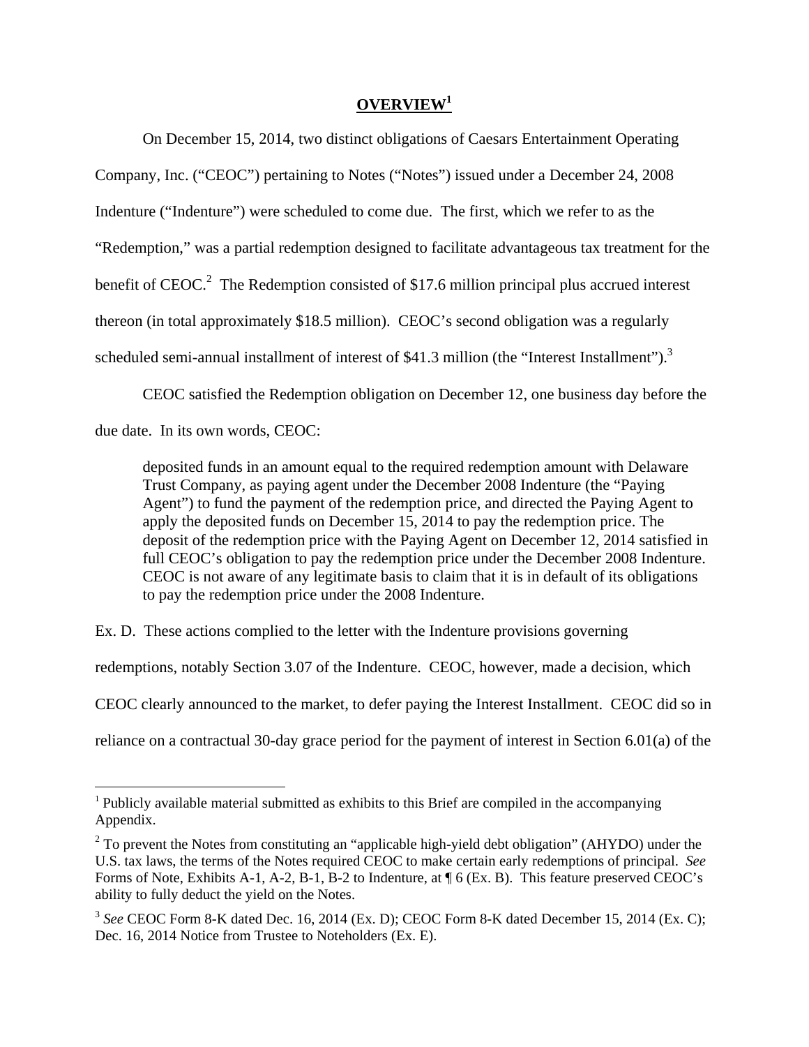# OVERVIEW[1]

On December 15, 2014, two distinct obligations of Caesars Entertainment Operating Company, Inc. ("CEOC") pertaining to Notes ("Notes") issued under a December 24, 2008 Indenture ("Indenture") were scheduled to come due. The first, which we refer to as the "Redemption," was a partial redemption designed to facilitate advantageous tax treatment for the benefit of CEOC.[2] The Redemption consisted of $17.6 million principal plus accrued interest thereon (in total approximately $18.5 million). CEOC's second obligation was a regularly scheduled semi-annual installment of interest of $41.3 million (the "Interest Installment").[3]

CEOC satisfied the Redemption obligation on December 12, one business day before the due date. In its own words, CEOC:

> deposited funds in an amount equal to the required redemption amount with Delaware Trust Company, as paying agent under the December 2008 Indenture (the "Paying Agent") to fund the payment of the redemption price, and directed the Paying Agent to apply the deposited funds on December 15, 2014 to pay the redemption price. The deposit of the redemption price with the Paying Agent on December 12, 2014 satisfied in full CEOC's obligation to pay the redemption price under the December 2008 Indenture. CEOC is not aware of any legitimate basis to claim that it is in default of its obligations to pay the redemption price under the 2008 Indenture.

Ex. D. These actions complied to the letter with the Indenture provisions governing redemptions, notably Section 3.07 of the Indenture. CEOC, however, made a decision, which CEOC clearly announced to the market, to defer paying the Interest Installment. CEOC did so in reliance on a contractual 30-day grace period for the payment of interest in Section 6.01(a) of the

---

[1] Publicly available material submitted as exhibits to this Brief are compiled in the accompanying Appendix.

[2] To prevent the Notes from constituting an "applicable high-yield debt obligation" (AHYDO) under the U.S. tax laws, the terms of the Notes required CEOC to make certain early redemptions of principal. *See* Forms of Note, Exhibits A-1, A-2, B-1, B-2 to Indenture, at ¶ 6 (Ex. B). This feature preserved CEOC's ability to fully deduct the yield on the Notes.

[3] *See* CEOC Form 8-K dated Dec. 16, 2014 (Ex. D); CEOC Form 8-K dated December 15, 2014 (Ex. C); Dec. 16, 2014 Notice from Trustee to Noteholders (Ex. E).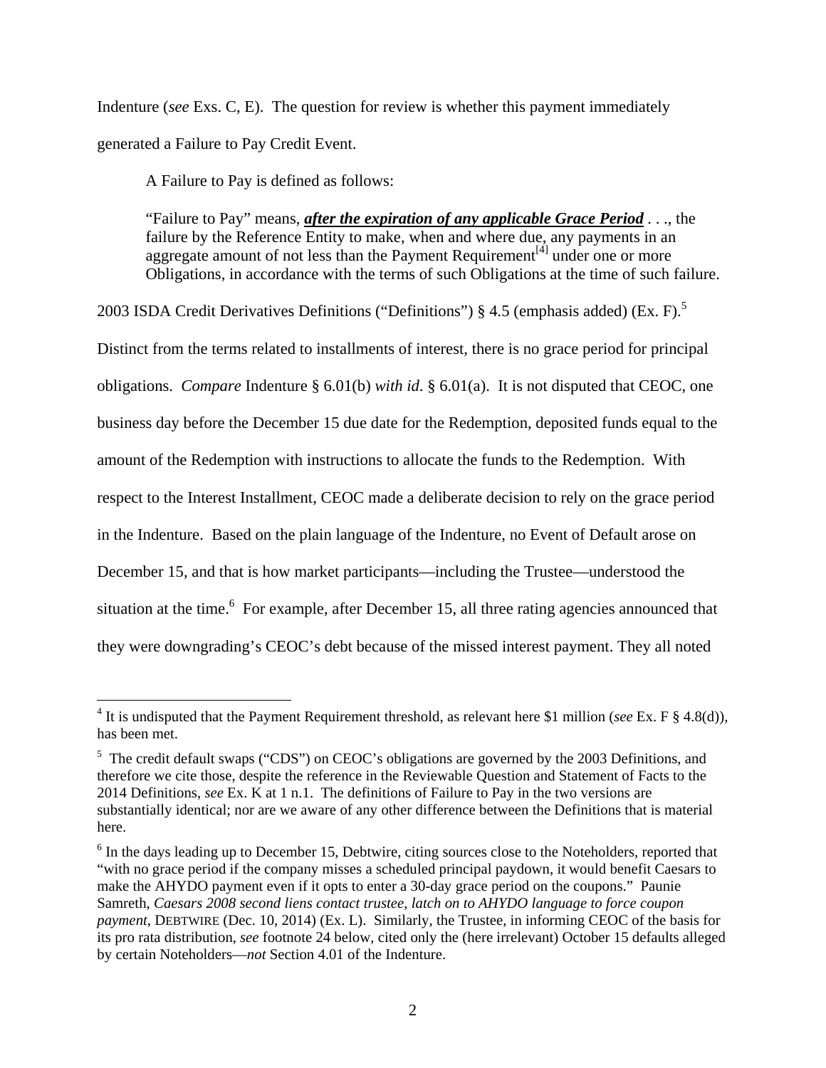Indenture (*see* Exs. C, E). The question for review is whether this payment immediately generated a Failure to Pay Credit Event.

A Failure to Pay is defined as follows:

> "Failure to Pay" means, ***after the expiration of any applicable Grace Period*** . . ., the failure by the Reference Entity to make, when and where due, any payments in an aggregate amount of not less than the Payment Requirement[4] under one or more Obligations, in accordance with the terms of such Obligations at the time of such failure.

2003 ISDA Credit Derivatives Definitions ("Definitions") § 4.5 (emphasis added) (Ex. F).[5] Distinct from the terms related to installments of interest, there is no grace period for principal obligations. *Compare* Indenture § 6.01(b) *with id*. § 6.01(a). It is not disputed that CEOC, one business day before the December 15 due date for the Redemption, deposited funds equal to the amount of the Redemption with instructions to allocate the funds to the Redemption. With respect to the Interest Installment, CEOC made a deliberate decision to rely on the grace period in the Indenture. Based on the plain language of the Indenture, no Event of Default arose on December 15, and that is how market participants—including the Trustee—understood the situation at the time.[6] For example, after December 15, all three rating agencies announced that they were downgrading's CEOC's debt because of the missed interest payment. They all noted

---

[4] It is undisputed that the Payment Requirement threshold, as relevant here $1 million (*see* Ex. F § 4.8(d)), has been met.

[5] The credit default swaps ("CDS") on CEOC's obligations are governed by the 2003 Definitions, and therefore we cite those, despite the reference in the Reviewable Question and Statement of Facts to the 2014 Definitions, *see* Ex. K at 1 n.1. The definitions of Failure to Pay in the two versions are substantially identical; nor are we aware of any other difference between the Definitions that is material here.

[6] In the days leading up to December 15, Debtwire, citing sources close to the Noteholders, reported that "with no grace period if the company misses a scheduled principal paydown, it would benefit Caesars to make the AHYDO payment even if it opts to enter a 30-day grace period on the coupons." Paunie Samreth, *Caesars 2008 second liens contact trustee, latch on to AHYDO language to force coupon payment*, DEBTWIRE (Dec. 10, 2014) (Ex. L). Similarly, the Trustee, in informing CEOC of the basis for its pro rata distribution, *see* footnote 24 below, cited only the (here irrelevant) October 15 defaults alleged by certain Noteholders—*not* Section 4.01 of the Indenture.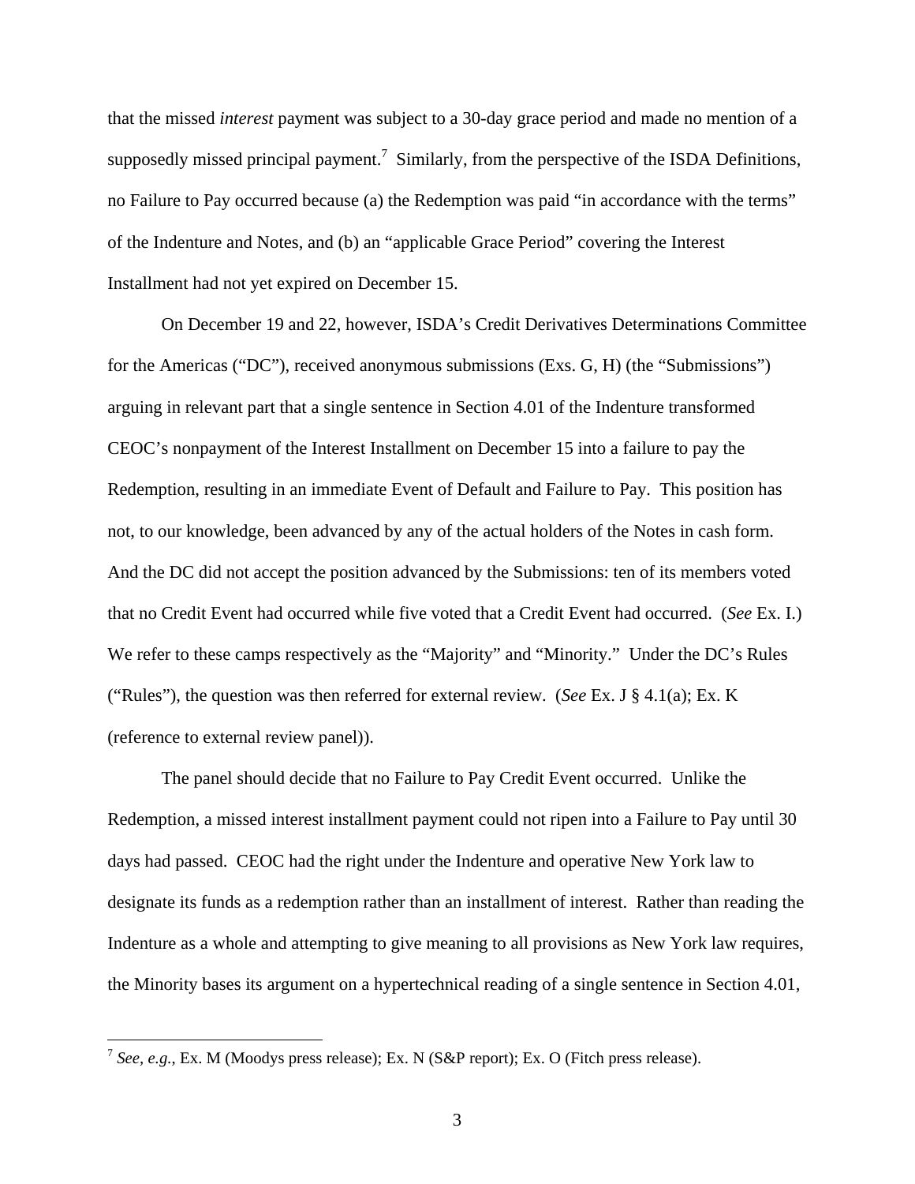that the missed *interest* payment was subject to a 30-day grace period and made no mention of a supposedly missed principal payment.[7] Similarly, from the perspective of the ISDA Definitions, no Failure to Pay occurred because (a) the Redemption was paid "in accordance with the terms" of the Indenture and Notes, and (b) an "applicable Grace Period" covering the Interest Installment had not yet expired on December 15.

On December 19 and 22, however, ISDA's Credit Derivatives Determinations Committee for the Americas ("DC"), received anonymous submissions (Exs. G, H) (the "Submissions") arguing in relevant part that a single sentence in Section 4.01 of the Indenture transformed CEOC's nonpayment of the Interest Installment on December 15 into a failure to pay the Redemption, resulting in an immediate Event of Default and Failure to Pay. This position has not, to our knowledge, been advanced by any of the actual holders of the Notes in cash form. And the DC did not accept the position advanced by the Submissions: ten of its members voted that no Credit Event had occurred while five voted that a Credit Event had occurred. (*See* Ex. I.) We refer to these camps respectively as the "Majority" and "Minority." Under the DC's Rules ("Rules"), the question was then referred for external review. (*See* Ex. J § 4.1(a); Ex. K (reference to external review panel)).

The panel should decide that no Failure to Pay Credit Event occurred. Unlike the Redemption, a missed interest installment payment could not ripen into a Failure to Pay until 30 days had passed. CEOC had the right under the Indenture and operative New York law to designate its funds as a redemption rather than an installment of interest. Rather than reading the Indenture as a whole and attempting to give meaning to all provisions as New York law requires, the Minority bases its argument on a hypertechnical reading of a single sentence in Section 4.01,

[7] *See, e.g.*, Ex. M (Moodys press release); Ex. N (S&P report); Ex. O (Fitch press release).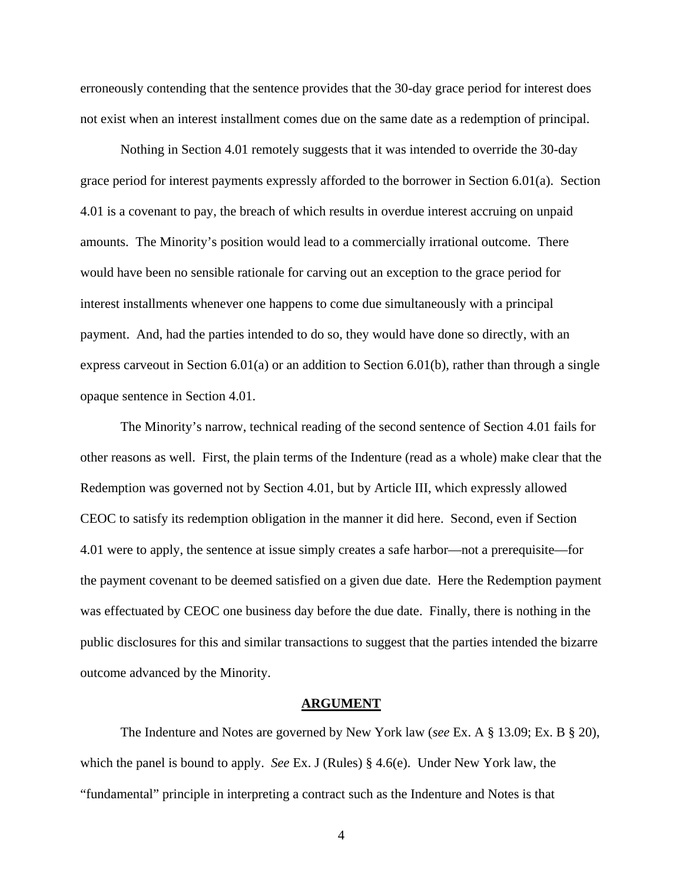erroneously contending that the sentence provides that the 30-day grace period for interest does not exist when an interest installment comes due on the same date as a redemption of principal.

Nothing in Section 4.01 remotely suggests that it was intended to override the 30-day grace period for interest payments expressly afforded to the borrower in Section 6.01(a). Section 4.01 is a covenant to pay, the breach of which results in overdue interest accruing on unpaid amounts. The Minority's position would lead to a commercially irrational outcome. There would have been no sensible rationale for carving out an exception to the grace period for interest installments whenever one happens to come due simultaneously with a principal payment. And, had the parties intended to do so, they would have done so directly, with an express carveout in Section 6.01(a) or an addition to Section 6.01(b), rather than through a single opaque sentence in Section 4.01.

The Minority's narrow, technical reading of the second sentence of Section 4.01 fails for other reasons as well. First, the plain terms of the Indenture (read as a whole) make clear that the Redemption was governed not by Section 4.01, but by Article III, which expressly allowed CEOC to satisfy its redemption obligation in the manner it did here. Second, even if Section 4.01 were to apply, the sentence at issue simply creates a safe harbor—not a prerequisite—for the payment covenant to be deemed satisfied on a given due date. Here the Redemption payment was effectuated by CEOC one business day before the due date. Finally, there is nothing in the public disclosures for this and similar transactions to suggest that the parties intended the bizarre outcome advanced by the Minority.

## ARGUMENT

The Indenture and Notes are governed by New York law (*see* Ex. A § 13.09; Ex. B § 20), which the panel is bound to apply. *See* Ex. J (Rules) § 4.6(e). Under New York law, the "fundamental" principle in interpreting a contract such as the Indenture and Notes is that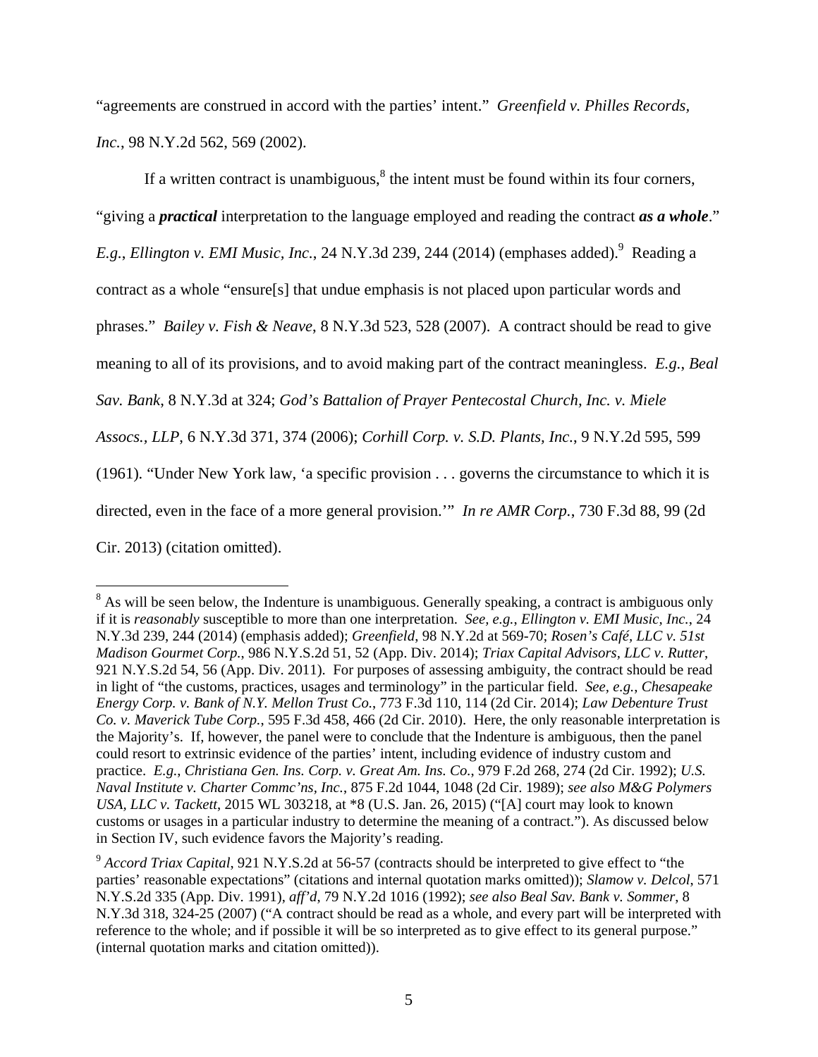"agreements are construed in accord with the parties' intent." *Greenfield v. Philles Records, Inc.*, 98 N.Y.2d 562, 569 (2002).

If a written contract is unambiguous,[8] the intent must be found within its four corners, "giving a ***practical*** interpretation to the language employed and reading the contract ***as a whole***." *E.g.*, *Ellington v. EMI Music, Inc.*, 24 N.Y.3d 239, 244 (2014) (emphases added).[9] Reading a contract as a whole "ensure[s] that undue emphasis is not placed upon particular words and phrases." *Bailey v. Fish & Neave*, 8 N.Y.3d 523, 528 (2007). A contract should be read to give meaning to all of its provisions, and to avoid making part of the contract meaningless. *E.g.*, *Beal Sav. Bank*, 8 N.Y.3d at 324; *God's Battalion of Prayer Pentecostal Church, Inc. v. Miele Assocs., LLP*, 6 N.Y.3d 371, 374 (2006); *Corhill Corp. v. S.D. Plants, Inc.*, 9 N.Y.2d 595, 599 (1961). "Under New York law, 'a specific provision . . . governs the circumstance to which it is directed, even in the face of a more general provision.'" *In re AMR Corp.*, 730 F.3d 88, 99 (2d Cir. 2013) (citation omitted).

---

[8] As will be seen below, the Indenture is unambiguous. Generally speaking, a contract is ambiguous only if it is *reasonably* susceptible to more than one interpretation. *See, e.g.*, *Ellington v. EMI Music, Inc.*, 24 N.Y.3d 239, 244 (2014) (emphasis added); *Greenfield*, 98 N.Y.2d at 569-70; *Rosen's Café, LLC v. 51st Madison Gourmet Corp.*, 986 N.Y.S.2d 51, 52 (App. Div. 2014); *Triax Capital Advisors, LLC v. Rutter*, 921 N.Y.S.2d 54, 56 (App. Div. 2011). For purposes of assessing ambiguity, the contract should be read in light of "the customs, practices, usages and terminology" in the particular field. *See, e.g.*, *Chesapeake Energy Corp. v. Bank of N.Y. Mellon Trust Co.*, 773 F.3d 110, 114 (2d Cir. 2014); *Law Debenture Trust Co. v. Maverick Tube Corp.*, 595 F.3d 458, 466 (2d Cir. 2010). Here, the only reasonable interpretation is the Majority's. If, however, the panel were to conclude that the Indenture is ambiguous, then the panel could resort to extrinsic evidence of the parties' intent, including evidence of industry custom and practice. *E.g.*, *Christiana Gen. Ins. Corp. v. Great Am. Ins. Co.*, 979 F.2d 268, 274 (2d Cir. 1992); *U.S. Naval Institute v. Charter Commc'ns, Inc.*, 875 F.2d 1044, 1048 (2d Cir. 1989); *see also M&G Polymers USA, LLC v. Tackett*, 2015 WL 303218, at *8 (U.S. Jan. 26, 2015) ("[A] court may look to known customs or usages in a particular industry to determine the meaning of a contract."). As discussed below in Section IV, such evidence favors the Majority's reading.

[9] *Accord Triax Capital*, 921 N.Y.S.2d at 56-57 (contracts should be interpreted to give effect to "the parties' reasonable expectations" (citations and internal quotation marks omitted)); *Slamow v. Delcol*, 571 N.Y.S.2d 335 (App. Div. 1991), *aff'd*, 79 N.Y.2d 1016 (1992); *see also Beal Sav. Bank v. Sommer*, 8 N.Y.3d 318, 324-25 (2007) ("A contract should be read as a whole, and every part will be interpreted with reference to the whole; and if possible it will be so interpreted as to give effect to its general purpose." (internal quotation marks and citation omitted)).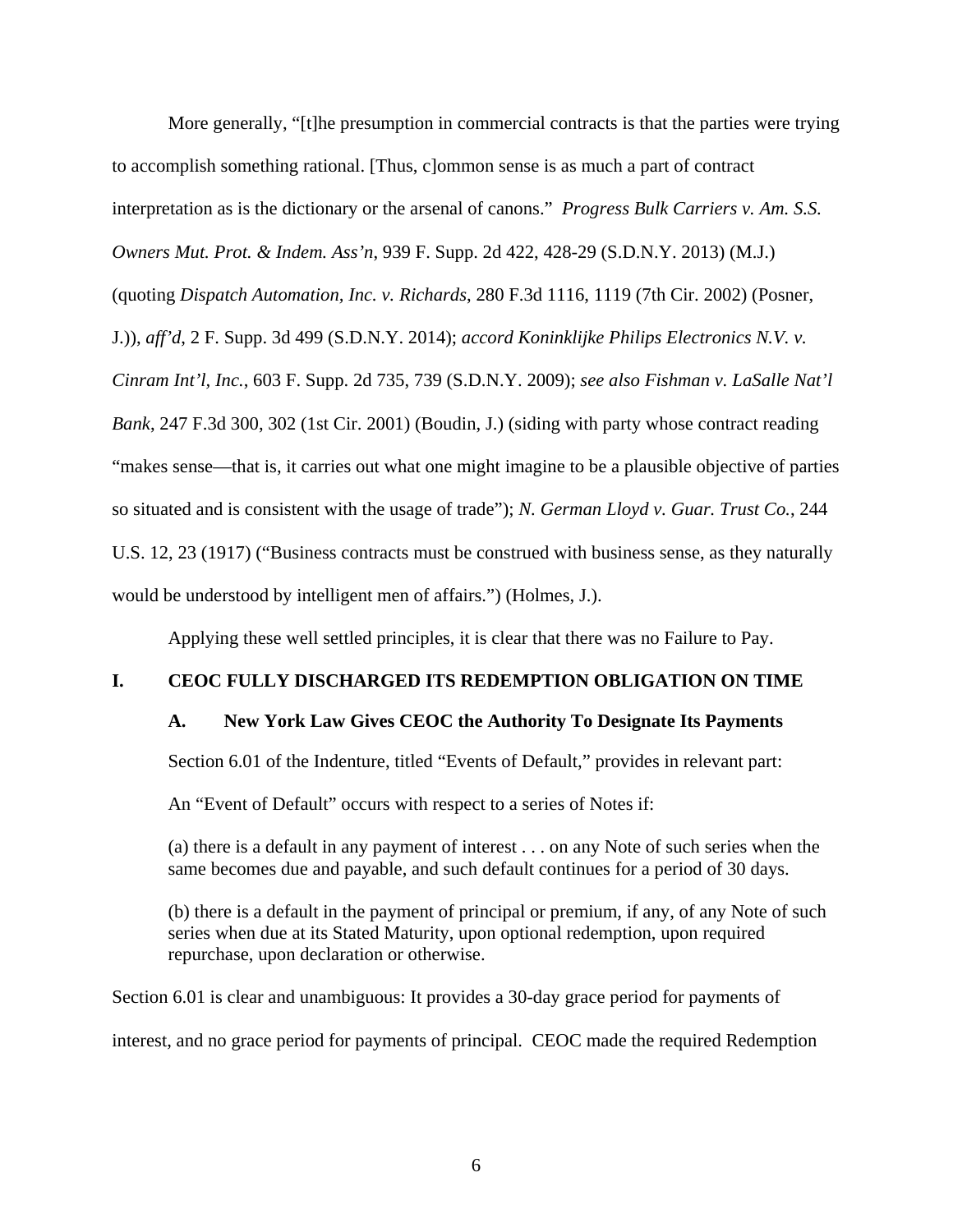More generally, "[t]he presumption in commercial contracts is that the parties were trying to accomplish something rational. [Thus, c]ommon sense is as much a part of contract interpretation as is the dictionary or the arsenal of canons." *Progress Bulk Carriers v. Am. S.S. Owners Mut. Prot. & Indem. Ass'n*, 939 F. Supp. 2d 422, 428-29 (S.D.N.Y. 2013) (M.J.) (quoting *Dispatch Automation, Inc. v. Richards*, 280 F.3d 1116, 1119 (7th Cir. 2002) (Posner, J.)), *aff'd*, 2 F. Supp. 3d 499 (S.D.N.Y. 2014); *accord Koninklijke Philips Electronics N.V. v. Cinram Int'l, Inc.*, 603 F. Supp. 2d 735, 739 (S.D.N.Y. 2009); *see also Fishman v. LaSalle Nat'l Bank*, 247 F.3d 300, 302 (1st Cir. 2001) (Boudin, J.) (siding with party whose contract reading "makes sense—that is, it carries out what one might imagine to be a plausible objective of parties so situated and is consistent with the usage of trade"); *N. German Lloyd v. Guar. Trust Co.*, 244 U.S. 12, 23 (1917) ("Business contracts must be construed with business sense, as they naturally would be understood by intelligent men of affairs.") (Holmes, J.).

Applying these well settled principles, it is clear that there was no Failure to Pay.

## I. CEOC FULLY DISCHARGED ITS REDEMPTION OBLIGATION ON TIME

### A. New York Law Gives CEOC the Authority To Designate Its Payments

Section 6.01 of the Indenture, titled "Events of Default," provides in relevant part:

> An "Event of Default" occurs with respect to a series of Notes if:
>
> (a) there is a default in any payment of interest . . . on any Note of such series when the same becomes due and payable, and such default continues for a period of 30 days.
>
> (b) there is a default in the payment of principal or premium, if any, of any Note of such series when due at its Stated Maturity, upon optional redemption, upon required repurchase, upon declaration or otherwise.

Section 6.01 is clear and unambiguous: It provides a 30-day grace period for payments of interest, and no grace period for payments of principal. CEOC made the required Redemption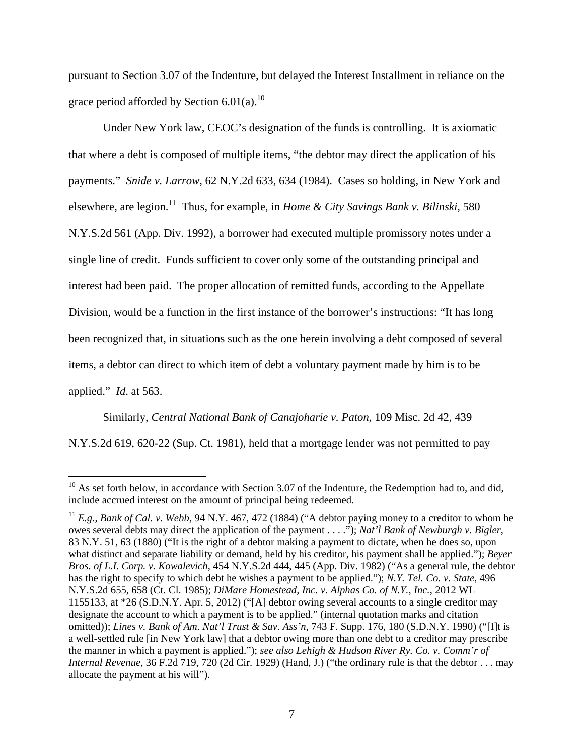pursuant to Section 3.07 of the Indenture, but delayed the Interest Installment in reliance on the grace period afforded by Section 6.01(a).[10]

Under New York law, CEOC's designation of the funds is controlling. It is axiomatic that where a debt is composed of multiple items, "the debtor may direct the application of his payments." *Snide v. Larrow*, 62 N.Y.2d 633, 634 (1984). Cases so holding, in New York and elsewhere, are legion.[11] Thus, for example, in *Home & City Savings Bank v. Bilinski*, 580 N.Y.S.2d 561 (App. Div. 1992), a borrower had executed multiple promissory notes under a single line of credit. Funds sufficient to cover only some of the outstanding principal and interest had been paid. The proper allocation of remitted funds, according to the Appellate Division, would be a function in the first instance of the borrower's instructions: "It has long been recognized that, in situations such as the one herein involving a debt composed of several items, a debtor can direct to which item of debt a voluntary payment made by him is to be applied." *Id*. at 563.

Similarly, *Central National Bank of Canajoharie v. Paton*, 109 Misc. 2d 42, 439 N.Y.S.2d 619, 620-22 (Sup. Ct. 1981), held that a mortgage lender was not permitted to pay

---

[10] As set forth below, in accordance with Section 3.07 of the Indenture, the Redemption had to, and did, include accrued interest on the amount of principal being redeemed.

[11] *E.g.*, *Bank of Cal. v. Webb*, 94 N.Y. 467, 472 (1884) ("A debtor paying money to a creditor to whom he owes several debts may direct the application of the payment . . . ."); *Nat'l Bank of Newburgh v. Bigler*, 83 N.Y. 51, 63 (1880) ("It is the right of a debtor making a payment to dictate, when he does so, upon what distinct and separate liability or demand, held by his creditor, his payment shall be applied."); *Beyer Bros. of L.I. Corp. v. Kowalevich*, 454 N.Y.S.2d 444, 445 (App. Div. 1982) ("As a general rule, the debtor has the right to specify to which debt he wishes a payment to be applied."); *N.Y. Tel. Co. v. State*, 496 N.Y.S.2d 655, 658 (Ct. Cl. 1985); *DiMare Homestead, Inc. v. Alphas Co. of N.Y., Inc.*, 2012 WL 1155133, at *26 (S.D.N.Y. Apr. 5, 2012) ("[A] debtor owing several accounts to a single creditor may designate the account to which a payment is to be applied." (internal quotation marks and citation omitted)); *Lines v. Bank of Am. Nat'l Trust & Sav. Ass'n*, 743 F. Supp. 176, 180 (S.D.N.Y. 1990) ("[I]t is a well-settled rule [in New York law] that a debtor owing more than one debt to a creditor may prescribe the manner in which a payment is applied."); *see also Lehigh & Hudson River Ry. Co. v. Comm'r of Internal Revenue*, 36 F.2d 719, 720 (2d Cir. 1929) (Hand, J.) ("the ordinary rule is that the debtor . . . may allocate the payment at his will").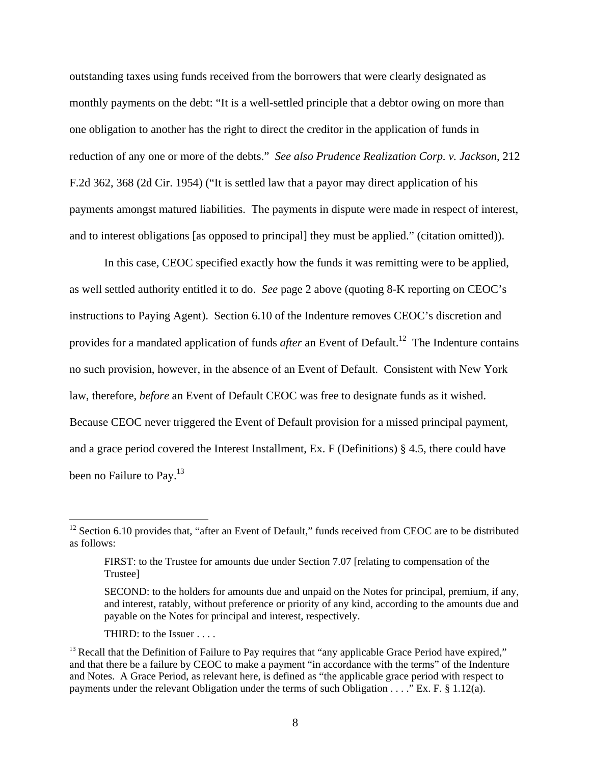outstanding taxes using funds received from the borrowers that were clearly designated as monthly payments on the debt: "It is a well-settled principle that a debtor owing on more than one obligation to another has the right to direct the creditor in the application of funds in reduction of any one or more of the debts." *See also Prudence Realization Corp. v. Jackson*, 212 F.2d 362, 368 (2d Cir. 1954) ("It is settled law that a payor may direct application of his payments amongst matured liabilities. The payments in dispute were made in respect of interest, and to interest obligations [as opposed to principal] they must be applied." (citation omitted)).

In this case, CEOC specified exactly how the funds it was remitting were to be applied, as well settled authority entitled it to do. *See* page 2 above (quoting 8-K reporting on CEOC's instructions to Paying Agent). Section 6.10 of the Indenture removes CEOC's discretion and provides for a mandated application of funds *after* an Event of Default.[12] The Indenture contains no such provision, however, in the absence of an Event of Default. Consistent with New York law, therefore, *before* an Event of Default CEOC was free to designate funds as it wished. Because CEOC never triggered the Event of Default provision for a missed principal payment, and a grace period covered the Interest Installment, Ex. F (Definitions) § 4.5, there could have been no Failure to Pay.[13]

---

[12] Section 6.10 provides that, "after an Event of Default," funds received from CEOC are to be distributed as follows:

> FIRST: to the Trustee for amounts due under Section 7.07 [relating to compensation of the Trustee]
>
> SECOND: to the holders for amounts due and unpaid on the Notes for principal, premium, if any, and interest, ratably, without preference or priority of any kind, according to the amounts due and payable on the Notes for principal and interest, respectively.
>
> THIRD: to the Issuer . . . .

[13] Recall that the Definition of Failure to Pay requires that "any applicable Grace Period have expired," and that there be a failure by CEOC to make a payment "in accordance with the terms" of the Indenture and Notes. A Grace Period, as relevant here, is defined as "the applicable grace period with respect to payments under the relevant Obligation under the terms of such Obligation . . . ." Ex. F. § 1.12(a).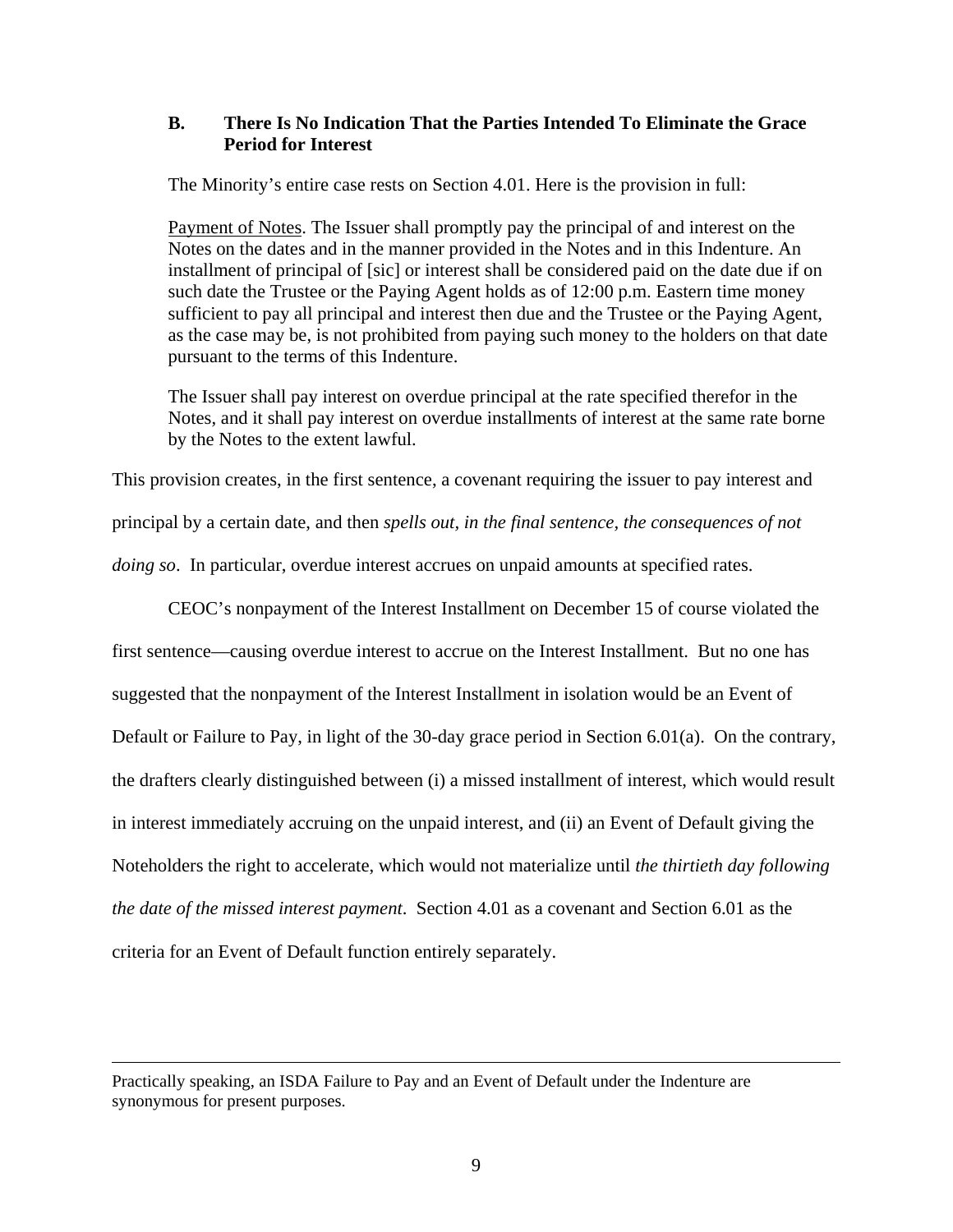### B. There Is No Indication That the Parties Intended To Eliminate the Grace Period for Interest

The Minority's entire case rests on Section 4.01. Here is the provision in full:

> Payment of Notes. The Issuer shall promptly pay the principal of and interest on the Notes on the dates and in the manner provided in the Notes and in this Indenture. An installment of principal of [sic] or interest shall be considered paid on the date due if on such date the Trustee or the Paying Agent holds as of 12:00 p.m. Eastern time money sufficient to pay all principal and interest then due and the Trustee or the Paying Agent, as the case may be, is not prohibited from paying such money to the holders on that date pursuant to the terms of this Indenture.
>
> The Issuer shall pay interest on overdue principal at the rate specified therefor in the Notes, and it shall pay interest on overdue installments of interest at the same rate borne by the Notes to the extent lawful.

This provision creates, in the first sentence, a covenant requiring the issuer to pay interest and principal by a certain date, and then *spells out, in the final sentence, the consequences of not doing so*. In particular, overdue interest accrues on unpaid amounts at specified rates.

CEOC's nonpayment of the Interest Installment on December 15 of course violated the first sentence—causing overdue interest to accrue on the Interest Installment. But no one has suggested that the nonpayment of the Interest Installment in isolation would be an Event of Default or Failure to Pay, in light of the 30-day grace period in Section 6.01(a). On the contrary, the drafters clearly distinguished between (i) a missed installment of interest, which would result in interest immediately accruing on the unpaid interest, and (ii) an Event of Default giving the Noteholders the right to accelerate, which would not materialize until *the thirtieth day following the date of the missed interest payment*. Section 4.01 as a covenant and Section 6.01 as the criteria for an Event of Default function entirely separately.

---

Practically speaking, an ISDA Failure to Pay and an Event of Default under the Indenture are synonymous for present purposes.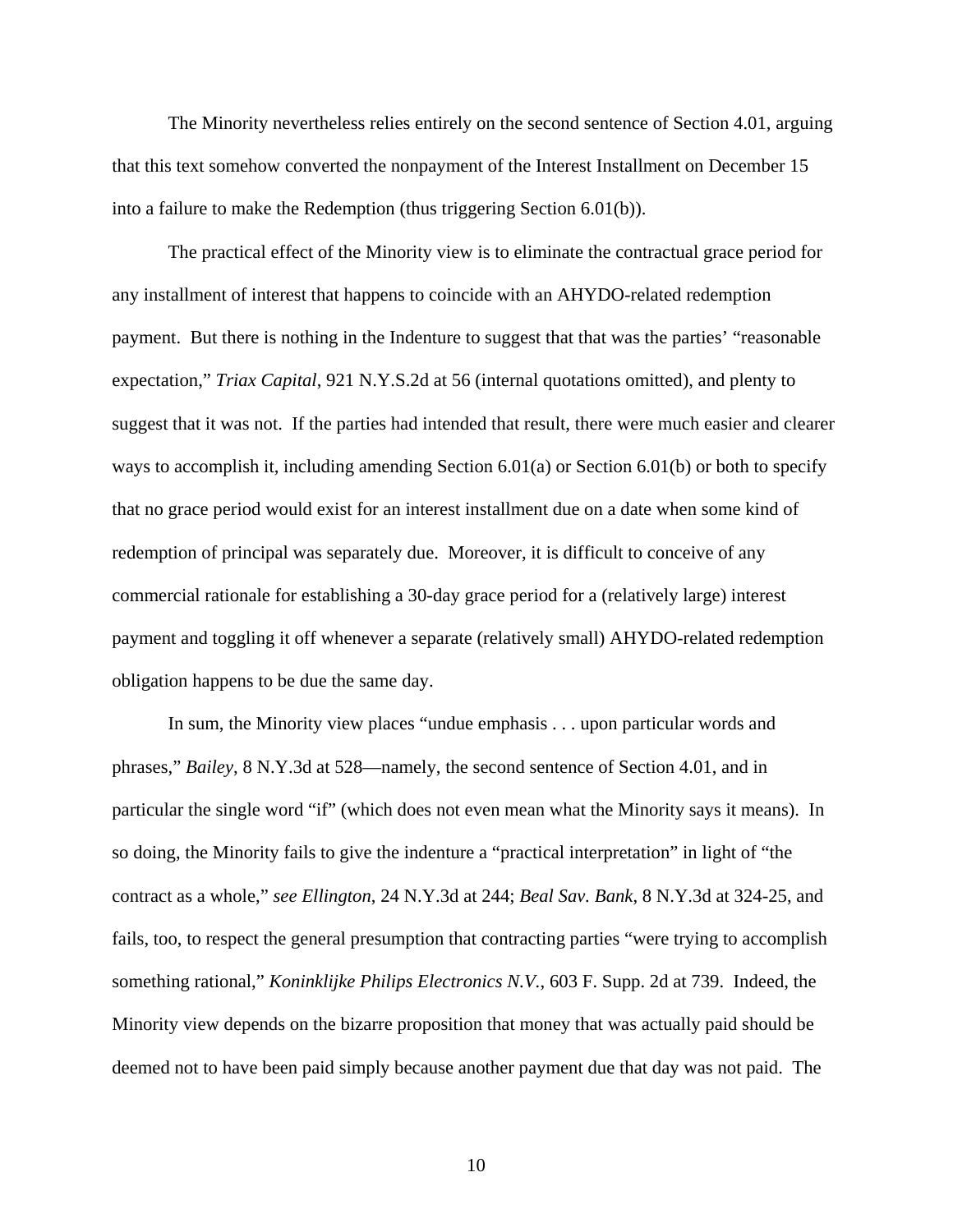The Minority nevertheless relies entirely on the second sentence of Section 4.01, arguing that this text somehow converted the nonpayment of the Interest Installment on December 15 into a failure to make the Redemption (thus triggering Section 6.01(b)).

The practical effect of the Minority view is to eliminate the contractual grace period for any installment of interest that happens to coincide with an AHYDO-related redemption payment. But there is nothing in the Indenture to suggest that that was the parties' "reasonable expectation," *Triax Capital*, 921 N.Y.S.2d at 56 (internal quotations omitted), and plenty to suggest that it was not. If the parties had intended that result, there were much easier and clearer ways to accomplish it, including amending Section 6.01(a) or Section 6.01(b) or both to specify that no grace period would exist for an interest installment due on a date when some kind of redemption of principal was separately due. Moreover, it is difficult to conceive of any commercial rationale for establishing a 30-day grace period for a (relatively large) interest payment and toggling it off whenever a separate (relatively small) AHYDO-related redemption obligation happens to be due the same day.

In sum, the Minority view places "undue emphasis . . . upon particular words and phrases," *Bailey*, 8 N.Y.3d at 528—namely, the second sentence of Section 4.01, and in particular the single word "if" (which does not even mean what the Minority says it means). In so doing, the Minority fails to give the indenture a "practical interpretation" in light of "the contract as a whole," *see Ellington*, 24 N.Y.3d at 244; *Beal Sav. Bank*, 8 N.Y.3d at 324-25, and fails, too, to respect the general presumption that contracting parties "were trying to accomplish something rational," *Koninklijke Philips Electronics N.V.*, 603 F. Supp. 2d at 739. Indeed, the Minority view depends on the bizarre proposition that money that was actually paid should be deemed not to have been paid simply because another payment due that day was not paid. The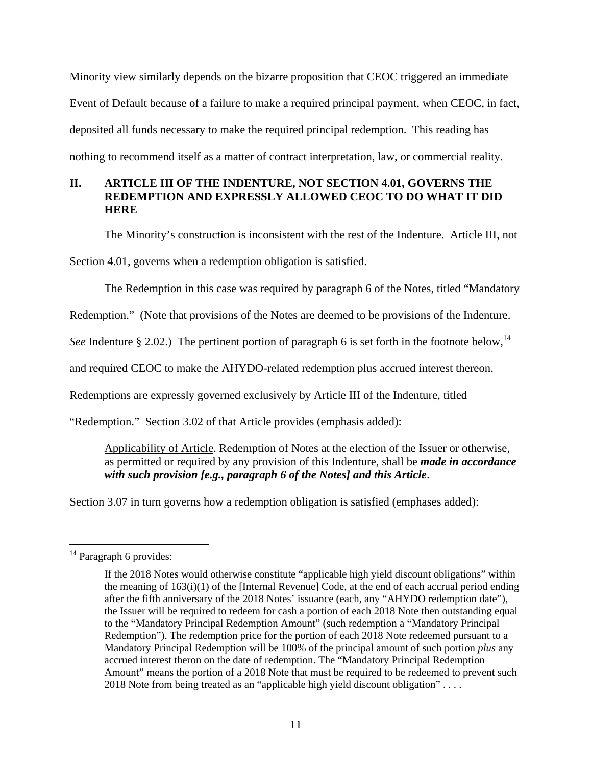Minority view similarly depends on the bizarre proposition that CEOC triggered an immediate Event of Default because of a failure to make a required principal payment, when CEOC, in fact, deposited all funds necessary to make the required principal redemption. This reading has nothing to recommend itself as a matter of contract interpretation, law, or commercial reality.

## II. ARTICLE III OF THE INDENTURE, NOT SECTION 4.01, GOVERNS THE REDEMPTION AND EXPRESSLY ALLOWED CEOC TO DO WHAT IT DID HERE

The Minority's construction is inconsistent with the rest of the Indenture. Article III, not Section 4.01, governs when a redemption obligation is satisfied.

The Redemption in this case was required by paragraph 6 of the Notes, titled "Mandatory Redemption." (Note that provisions of the Notes are deemed to be provisions of the Indenture. *See* Indenture § 2.02.) The pertinent portion of paragraph 6 is set forth in the footnote below,[14] and required CEOC to make the AHYDO-related redemption plus accrued interest thereon. Redemptions are expressly governed exclusively by Article III of the Indenture, titled "Redemption." Section 3.02 of that Article provides (emphasis added):

> Applicability of Article. Redemption of Notes at the election of the Issuer or otherwise, as permitted or required by any provision of this Indenture, shall be ***made in accordance with such provision [e.g., paragraph 6 of the Notes] and this Article***.

Section 3.07 in turn governs how a redemption obligation is satisfied (emphases added):

---

[14] Paragraph 6 provides:

> If the 2018 Notes would otherwise constitute "applicable high yield discount obligations" within the meaning of 163(i)(1) of the [Internal Revenue] Code, at the end of each accrual period ending after the fifth anniversary of the 2018 Notes' issuance (each, any "AHYDO redemption date"), the Issuer will be required to redeem for cash a portion of each 2018 Note then outstanding equal to the "Mandatory Principal Redemption Amount" (such redemption a "Mandatory Principal Redemption"). The redemption price for the portion of each 2018 Note redeemed pursuant to a Mandatory Principal Redemption will be 100% of the principal amount of such portion *plus* any accrued interest theron on the date of redemption. The "Mandatory Principal Redemption Amount" means the portion of a 2018 Note that must be required to be redeemed to prevent such 2018 Note from being treated as an "applicable high yield discount obligation" . . . .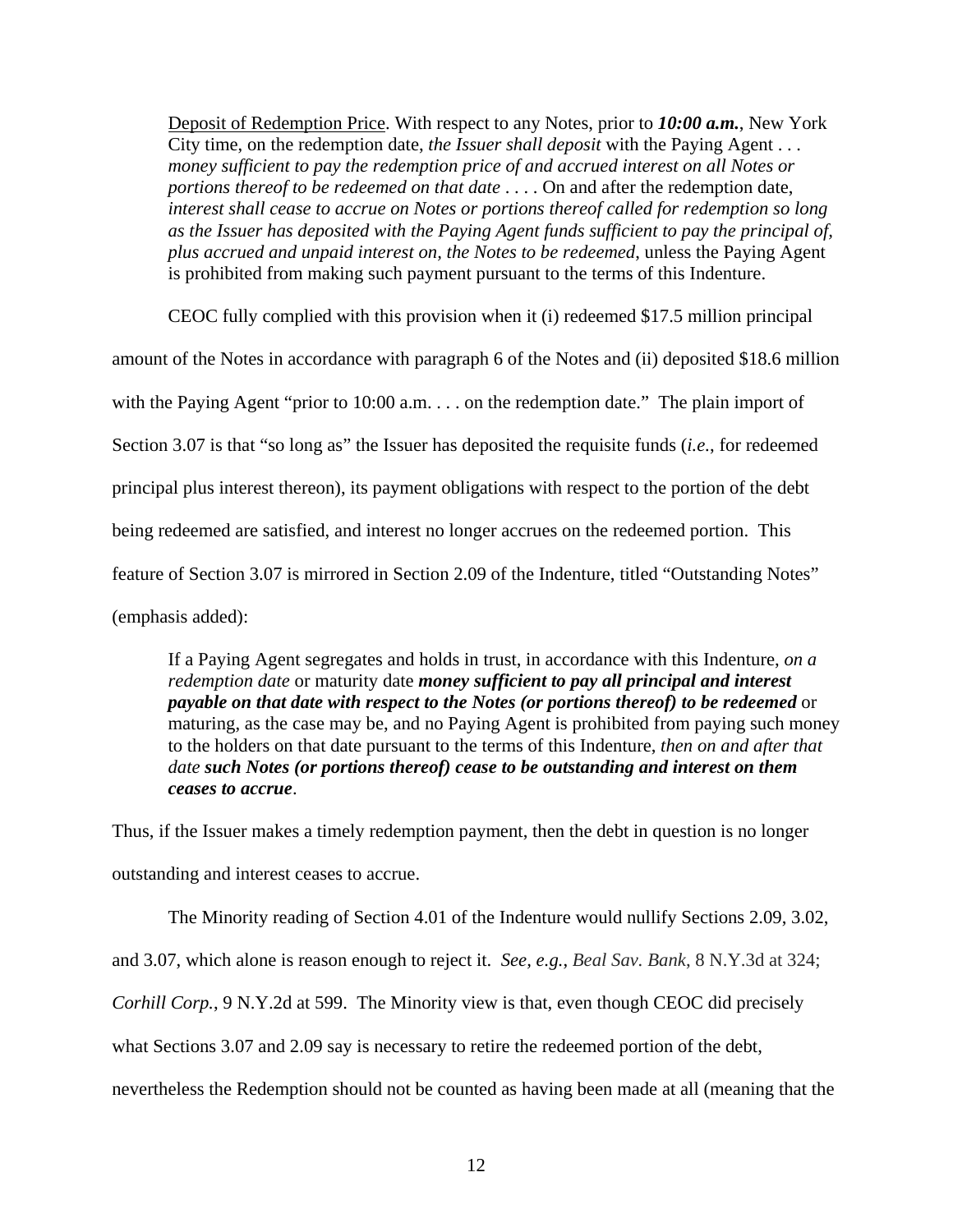> <u>Deposit of Redemption Price</u>. With respect to any Notes, prior to ***10:00 a.m.***, New York City time, on the redemption date, *the Issuer shall deposit* with the Paying Agent . . . *money sufficient to pay the redemption price of and accrued interest on all Notes or portions thereof to be redeemed on that date* . . . . On and after the redemption date, *interest shall cease to accrue on Notes or portions thereof called for redemption so long as the Issuer has deposited with the Paying Agent funds sufficient to pay the principal of, plus accrued and unpaid interest on, the Notes to be redeemed*, unless the Paying Agent is prohibited from making such payment pursuant to the terms of this Indenture.

CEOC fully complied with this provision when it (i) redeemed $17.5 million principal amount of the Notes in accordance with paragraph 6 of the Notes and (ii) deposited $18.6 million with the Paying Agent "prior to 10:00 a.m. . . . on the redemption date." The plain import of Section 3.07 is that "so long as" the Issuer has deposited the requisite funds (*i.e.*, for redeemed principal plus interest thereon), its payment obligations with respect to the portion of the debt being redeemed are satisfied, and interest no longer accrues on the redeemed portion. This feature of Section 3.07 is mirrored in Section 2.09 of the Indenture, titled "Outstanding Notes" (emphasis added):

> If a Paying Agent segregates and holds in trust, in accordance with this Indenture, *on a redemption date* or maturity date ***money sufficient to pay all principal and interest payable on that date with respect to the Notes (or portions thereof) to be redeemed*** or maturing, as the case may be, and no Paying Agent is prohibited from paying such money to the holders on that date pursuant to the terms of this Indenture, *then on and after that date* ***such Notes (or portions thereof) cease to be outstanding and interest on them ceases to accrue***.

Thus, if the Issuer makes a timely redemption payment, then the debt in question is no longer outstanding and interest ceases to accrue.

The Minority reading of Section 4.01 of the Indenture would nullify Sections 2.09, 3.02, and 3.07, which alone is reason enough to reject it. *See, e.g.*, *Beal Sav. Bank*, 8 N.Y.3d at 324; *Corhill Corp.*, 9 N.Y.2d at 599. The Minority view is that, even though CEOC did precisely what Sections 3.07 and 2.09 say is necessary to retire the redeemed portion of the debt, nevertheless the Redemption should not be counted as having been made at all (meaning that the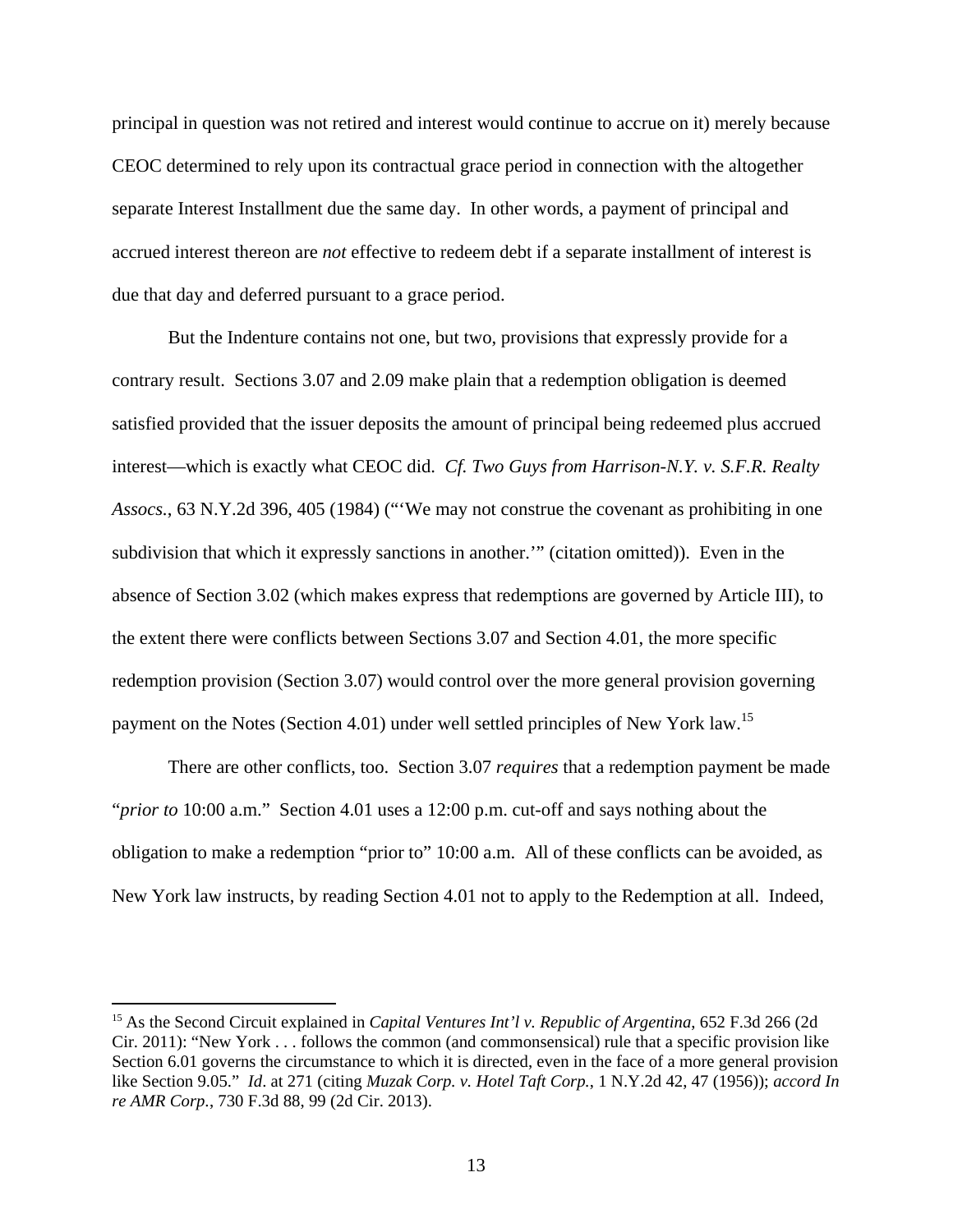principal in question was not retired and interest would continue to accrue on it) merely because CEOC determined to rely upon its contractual grace period in connection with the altogether separate Interest Installment due the same day. In other words, a payment of principal and accrued interest thereon are *not* effective to redeem debt if a separate installment of interest is due that day and deferred pursuant to a grace period.

But the Indenture contains not one, but two, provisions that expressly provide for a contrary result. Sections 3.07 and 2.09 make plain that a redemption obligation is deemed satisfied provided that the issuer deposits the amount of principal being redeemed plus accrued interest—which is exactly what CEOC did. *Cf. Two Guys from Harrison-N.Y. v. S.F.R. Realty Assocs.*, 63 N.Y.2d 396, 405 (1984) ("'We may not construe the covenant as prohibiting in one subdivision that which it expressly sanctions in another.'" (citation omitted)). Even in the absence of Section 3.02 (which makes express that redemptions are governed by Article III), to the extent there were conflicts between Sections 3.07 and Section 4.01, the more specific redemption provision (Section 3.07) would control over the more general provision governing payment on the Notes (Section 4.01) under well settled principles of New York law.[15]

There are other conflicts, too. Section 3.07 *requires* that a redemption payment be made "*prior to* 10:00 a.m." Section 4.01 uses a 12:00 p.m. cut-off and says nothing about the obligation to make a redemption "prior to" 10:00 a.m. All of these conflicts can be avoided, as New York law instructs, by reading Section 4.01 not to apply to the Redemption at all. Indeed,

[15] As the Second Circuit explained in *Capital Ventures Int'l v. Republic of Argentina*, 652 F.3d 266 (2d Cir. 2011): "New York . . . follows the common (and commonsensical) rule that a specific provision like Section 6.01 governs the circumstance to which it is directed, even in the face of a more general provision like Section 9.05." *Id*. at 271 (citing *Muzak Corp. v. Hotel Taft Corp.*, 1 N.Y.2d 42, 47 (1956)); *accord In re AMR Corp.*, 730 F.3d 88, 99 (2d Cir. 2013).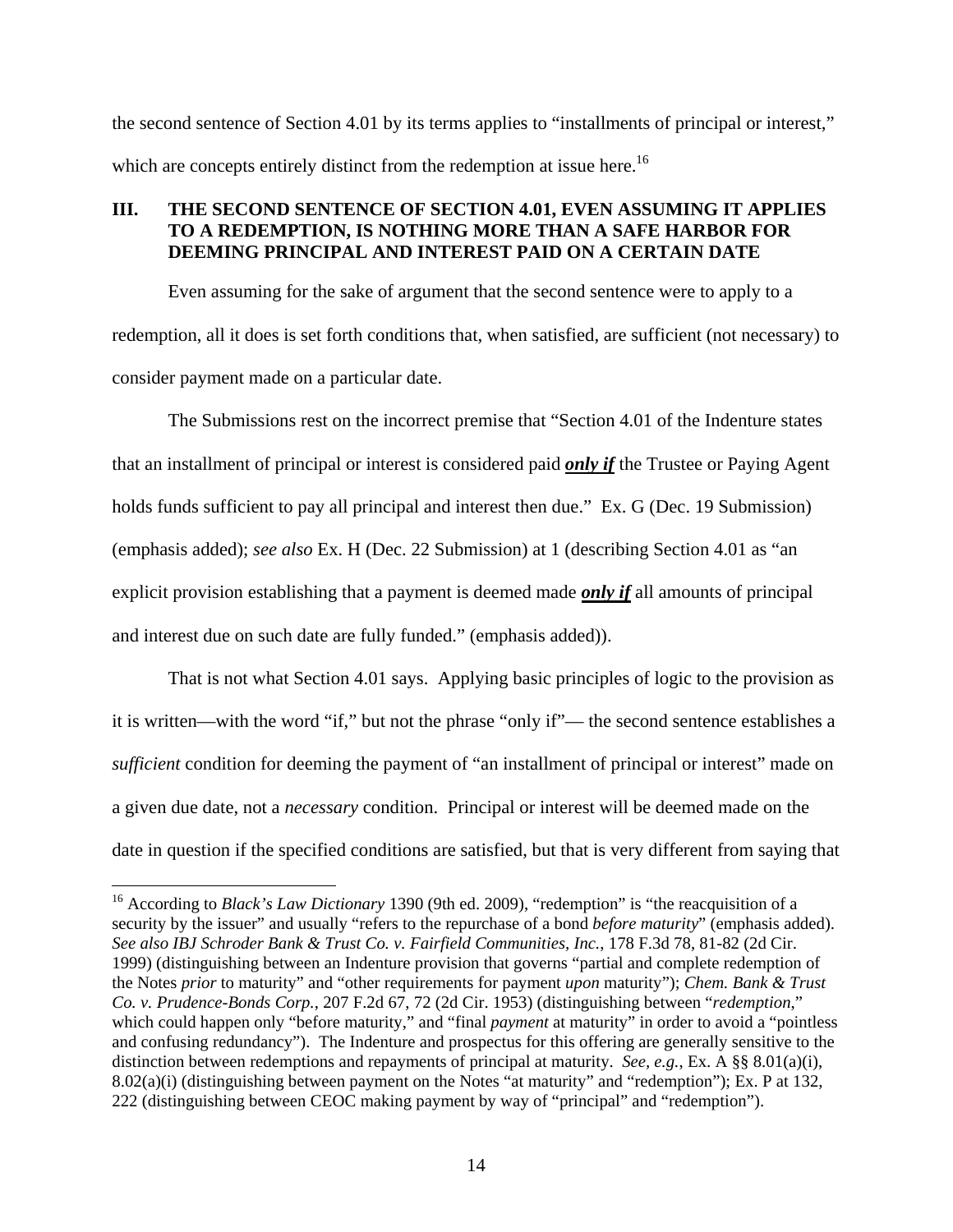the second sentence of Section 4.01 by its terms applies to "installments of principal or interest," which are concepts entirely distinct from the redemption at issue here.[16]

## III. THE SECOND SENTENCE OF SECTION 4.01, EVEN ASSUMING IT APPLIES TO A REDEMPTION, IS NOTHING MORE THAN A SAFE HARBOR FOR DEEMING PRINCIPAL AND INTEREST PAID ON A CERTAIN DATE

Even assuming for the sake of argument that the second sentence were to apply to a redemption, all it does is set forth conditions that, when satisfied, are sufficient (not necessary) to consider payment made on a particular date.

The Submissions rest on the incorrect premise that "Section 4.01 of the Indenture states that an installment of principal or interest is considered paid ***only if*** the Trustee or Paying Agent holds funds sufficient to pay all principal and interest then due." Ex. G (Dec. 19 Submission) (emphasis added); *see also* Ex. H (Dec. 22 Submission) at 1 (describing Section 4.01 as "an explicit provision establishing that a payment is deemed made ***only if*** all amounts of principal and interest due on such date are fully funded." (emphasis added)).

That is not what Section 4.01 says. Applying basic principles of logic to the provision as it is written—with the word "if," but not the phrase "only if"— the second sentence establishes a *sufficient* condition for deeming the payment of "an installment of principal or interest" made on a given due date, not a *necessary* condition. Principal or interest will be deemed made on the date in question if the specified conditions are satisfied, but that is very different from saying that

---

[16] According to *Black's Law Dictionary* 1390 (9th ed. 2009), "redemption" is "the reacquisition of a security by the issuer" and usually "refers to the repurchase of a bond *before maturity*" (emphasis added). *See also IBJ Schroder Bank & Trust Co. v. Fairfield Communities, Inc.*, 178 F.3d 78, 81-82 (2d Cir. 1999) (distinguishing between an Indenture provision that governs "partial and complete redemption of the Notes *prior* to maturity" and "other requirements for payment *upon* maturity"); *Chem. Bank & Trust Co. v. Prudence-Bonds Corp.*, 207 F.2d 67, 72 (2d Cir. 1953) (distinguishing between "*redemption*," which could happen only "before maturity," and "final *payment* at maturity" in order to avoid a "pointless and confusing redundancy"). The Indenture and prospectus for this offering are generally sensitive to the distinction between redemptions and repayments of principal at maturity. *See, e.g.*, Ex. A §§ 8.01(a)(i), 8.02(a)(i) (distinguishing between payment on the Notes "at maturity" and "redemption"); Ex. P at 132, 222 (distinguishing between CEOC making payment by way of "principal" and "redemption").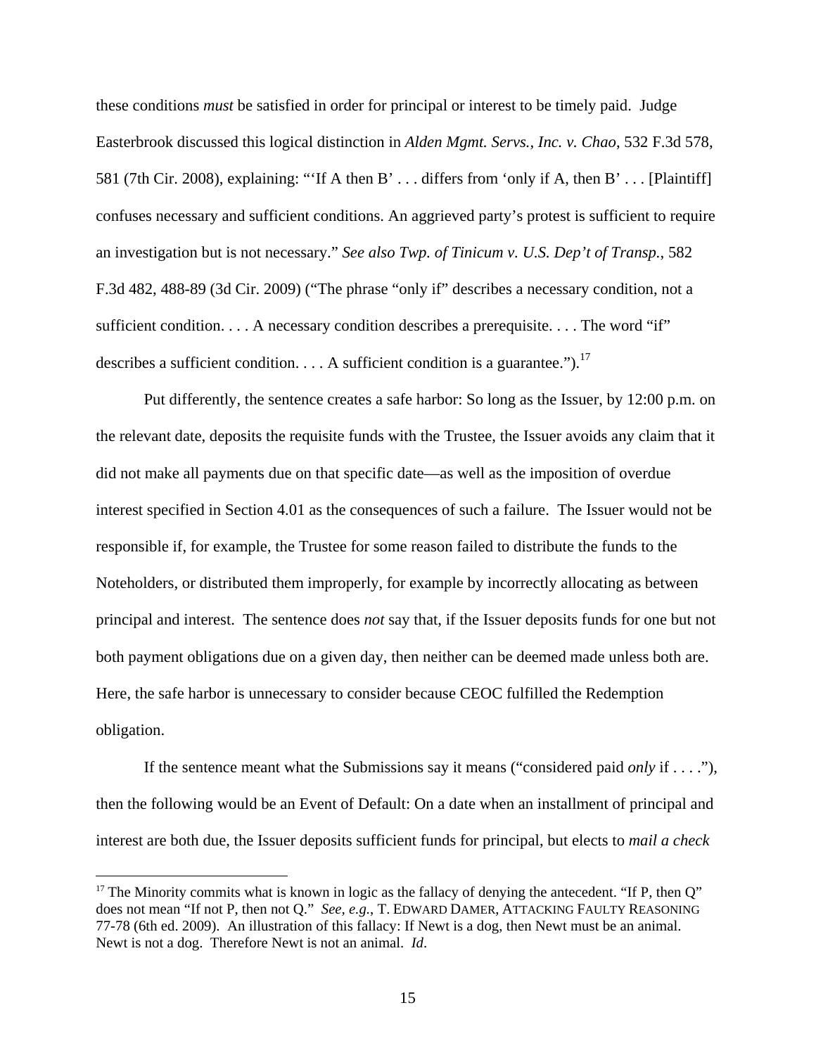these conditions *must* be satisfied in order for principal or interest to be timely paid. Judge Easterbrook discussed this logical distinction in *Alden Mgmt. Servs., Inc. v. Chao*, 532 F.3d 578, 581 (7th Cir. 2008), explaining: "'If A then B' . . . differs from 'only if A, then B' . . . [Plaintiff] confuses necessary and sufficient conditions. An aggrieved party's protest is sufficient to require an investigation but is not necessary." *See also Twp. of Tinicum v. U.S. Dep't of Transp.*, 582 F.3d 482, 488-89 (3d Cir. 2009) ("The phrase "only if" describes a necessary condition, not a sufficient condition. . . . A necessary condition describes a prerequisite. . . . The word "if" describes a sufficient condition. . . . A sufficient condition is a guarantee.").[17]

Put differently, the sentence creates a safe harbor: So long as the Issuer, by 12:00 p.m. on the relevant date, deposits the requisite funds with the Trustee, the Issuer avoids any claim that it did not make all payments due on that specific date—as well as the imposition of overdue interest specified in Section 4.01 as the consequences of such a failure. The Issuer would not be responsible if, for example, the Trustee for some reason failed to distribute the funds to the Noteholders, or distributed them improperly, for example by incorrectly allocating as between principal and interest. The sentence does *not* say that, if the Issuer deposits funds for one but not both payment obligations due on a given day, then neither can be deemed made unless both are. Here, the safe harbor is unnecessary to consider because CEOC fulfilled the Redemption obligation.

If the sentence meant what the Submissions say it means ("considered paid *only* if . . . ."), then the following would be an Event of Default: On a date when an installment of principal and interest are both due, the Issuer deposits sufficient funds for principal, but elects to *mail a check*

---

[17] The Minority commits what is known in logic as the fallacy of denying the antecedent. "If P, then Q" does not mean "If not P, then not Q." *See, e.g.*, T. EDWARD DAMER, ATTACKING FAULTY REASONING 77-78 (6th ed. 2009). An illustration of this fallacy: If Newt is a dog, then Newt must be an animal. Newt is not a dog. Therefore Newt is not an animal. *Id*.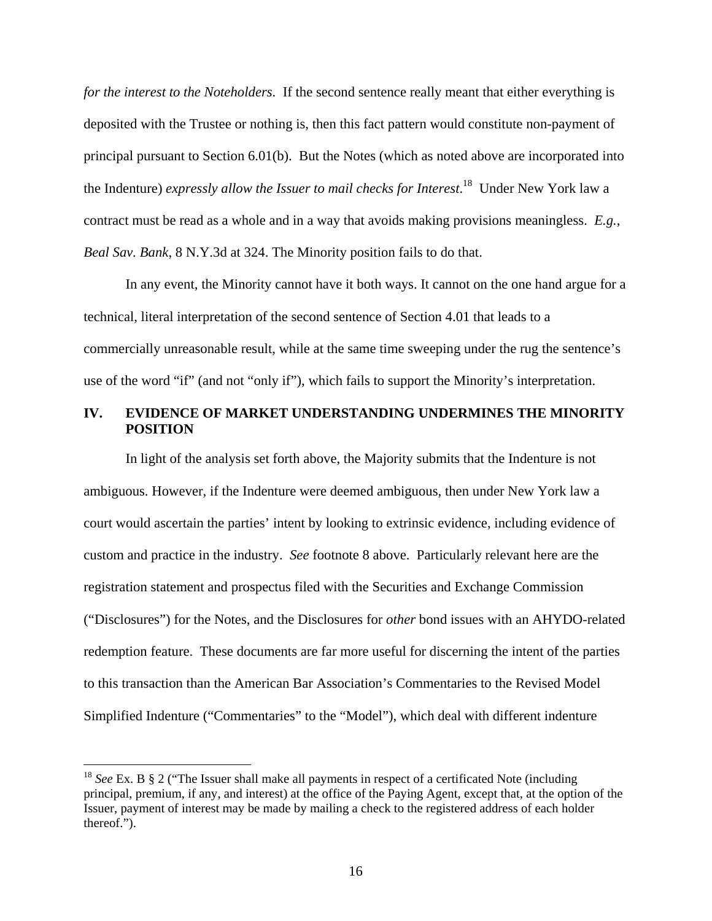*for the interest to the Noteholders*. If the second sentence really meant that either everything is deposited with the Trustee or nothing is, then this fact pattern would constitute non-payment of principal pursuant to Section 6.01(b). But the Notes (which as noted above are incorporated into the Indenture) *expressly allow the Issuer to mail checks for Interest*.[18] Under New York law a contract must be read as a whole and in a way that avoids making provisions meaningless. *E.g.*, *Beal Sav. Bank*, 8 N.Y.3d at 324. The Minority position fails to do that.

In any event, the Minority cannot have it both ways. It cannot on the one hand argue for a technical, literal interpretation of the second sentence of Section 4.01 that leads to a commercially unreasonable result, while at the same time sweeping under the rug the sentence's use of the word "if" (and not "only if"), which fails to support the Minority's interpretation.

## IV. EVIDENCE OF MARKET UNDERSTANDING UNDERMINES THE MINORITY POSITION

In light of the analysis set forth above, the Majority submits that the Indenture is not ambiguous. However, if the Indenture were deemed ambiguous, then under New York law a court would ascertain the parties' intent by looking to extrinsic evidence, including evidence of custom and practice in the industry. *See* footnote 8 above. Particularly relevant here are the registration statement and prospectus filed with the Securities and Exchange Commission ("Disclosures") for the Notes, and the Disclosures for *other* bond issues with an AHYDO-related redemption feature. These documents are far more useful for discerning the intent of the parties to this transaction than the American Bar Association's Commentaries to the Revised Model Simplified Indenture ("Commentaries" to the "Model"), which deal with different indenture

---

[18] *See* Ex. B § 2 ("The Issuer shall make all payments in respect of a certificated Note (including principal, premium, if any, and interest) at the office of the Paying Agent, except that, at the option of the Issuer, payment of interest may be made by mailing a check to the registered address of each holder thereof.").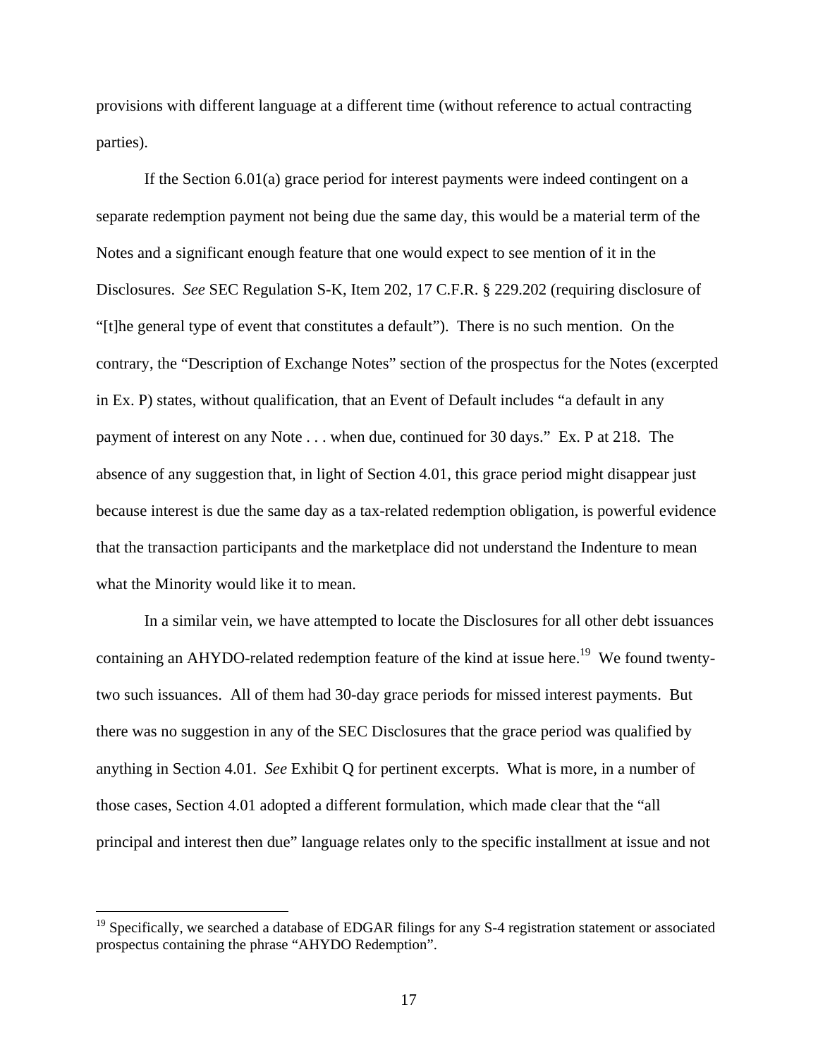provisions with different language at a different time (without reference to actual contracting parties).

If the Section 6.01(a) grace period for interest payments were indeed contingent on a separate redemption payment not being due the same day, this would be a material term of the Notes and a significant enough feature that one would expect to see mention of it in the Disclosures. *See* SEC Regulation S-K, Item 202, 17 C.F.R. § 229.202 (requiring disclosure of "[t]he general type of event that constitutes a default"). There is no such mention. On the contrary, the "Description of Exchange Notes" section of the prospectus for the Notes (excerpted in Ex. P) states, without qualification, that an Event of Default includes "a default in any payment of interest on any Note . . . when due, continued for 30 days." Ex. P at 218. The absence of any suggestion that, in light of Section 4.01, this grace period might disappear just because interest is due the same day as a tax-related redemption obligation, is powerful evidence that the transaction participants and the marketplace did not understand the Indenture to mean what the Minority would like it to mean.

In a similar vein, we have attempted to locate the Disclosures for all other debt issuances containing an AHYDO-related redemption feature of the kind at issue here.[19] We found twenty-two such issuances. All of them had 30-day grace periods for missed interest payments. But there was no suggestion in any of the SEC Disclosures that the grace period was qualified by anything in Section 4.01. *See* Exhibit Q for pertinent excerpts. What is more, in a number of those cases, Section 4.01 adopted a different formulation, which made clear that the "all principal and interest then due" language relates only to the specific installment at issue and not

[19] Specifically, we searched a database of EDGAR filings for any S-4 registration statement or associated prospectus containing the phrase "AHYDO Redemption".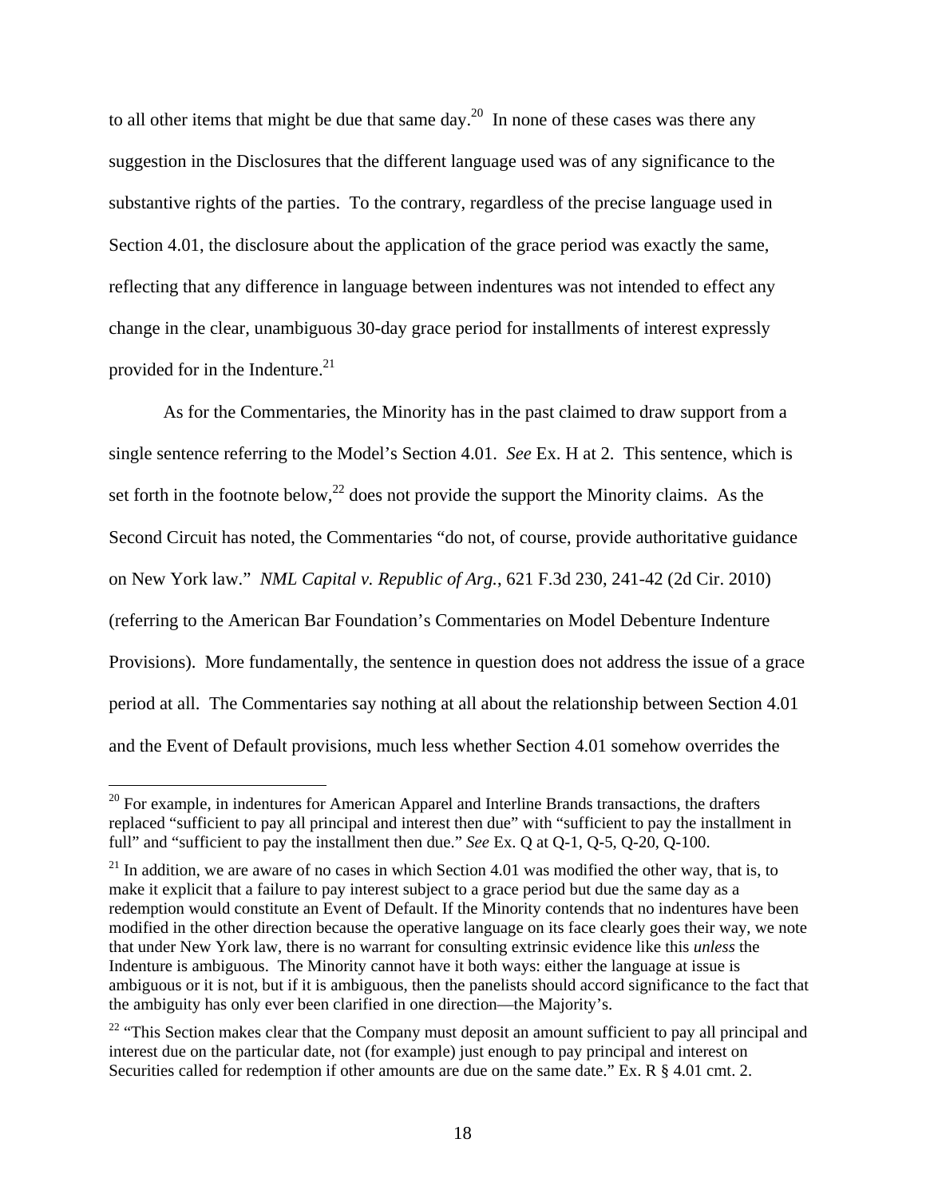to all other items that might be due that same day.[20] In none of these cases was there any suggestion in the Disclosures that the different language used was of any significance to the substantive rights of the parties. To the contrary, regardless of the precise language used in Section 4.01, the disclosure about the application of the grace period was exactly the same, reflecting that any difference in language between indentures was not intended to effect any change in the clear, unambiguous 30-day grace period for installments of interest expressly provided for in the Indenture.[21]

As for the Commentaries, the Minority has in the past claimed to draw support from a single sentence referring to the Model's Section 4.01. *See* Ex. H at 2. This sentence, which is set forth in the footnote below,[22] does not provide the support the Minority claims. As the Second Circuit has noted, the Commentaries "do not, of course, provide authoritative guidance on New York law." *NML Capital v. Republic of Arg.*, 621 F.3d 230, 241-42 (2d Cir. 2010) (referring to the American Bar Foundation's Commentaries on Model Debenture Indenture Provisions). More fundamentally, the sentence in question does not address the issue of a grace period at all. The Commentaries say nothing at all about the relationship between Section 4.01 and the Event of Default provisions, much less whether Section 4.01 somehow overrides the

---

[20] For example, in indentures for American Apparel and Interline Brands transactions, the drafters replaced "sufficient to pay all principal and interest then due" with "sufficient to pay the installment in full" and "sufficient to pay the installment then due." *See* Ex. Q at Q-1, Q-5, Q-20, Q-100.

[21] In addition, we are aware of no cases in which Section 4.01 was modified the other way, that is, to make it explicit that a failure to pay interest subject to a grace period but due the same day as a redemption would constitute an Event of Default. If the Minority contends that no indentures have been modified in the other direction because the operative language on its face clearly goes their way, we note that under New York law, there is no warrant for consulting extrinsic evidence like this *unless* the Indenture is ambiguous. The Minority cannot have it both ways: either the language at issue is ambiguous or it is not, but if it is ambiguous, then the panelists should accord significance to the fact that the ambiguity has only ever been clarified in one direction—the Majority's.

[22] "This Section makes clear that the Company must deposit an amount sufficient to pay all principal and interest due on the particular date, not (for example) just enough to pay principal and interest on Securities called for redemption if other amounts are due on the same date." Ex. R § 4.01 cmt. 2.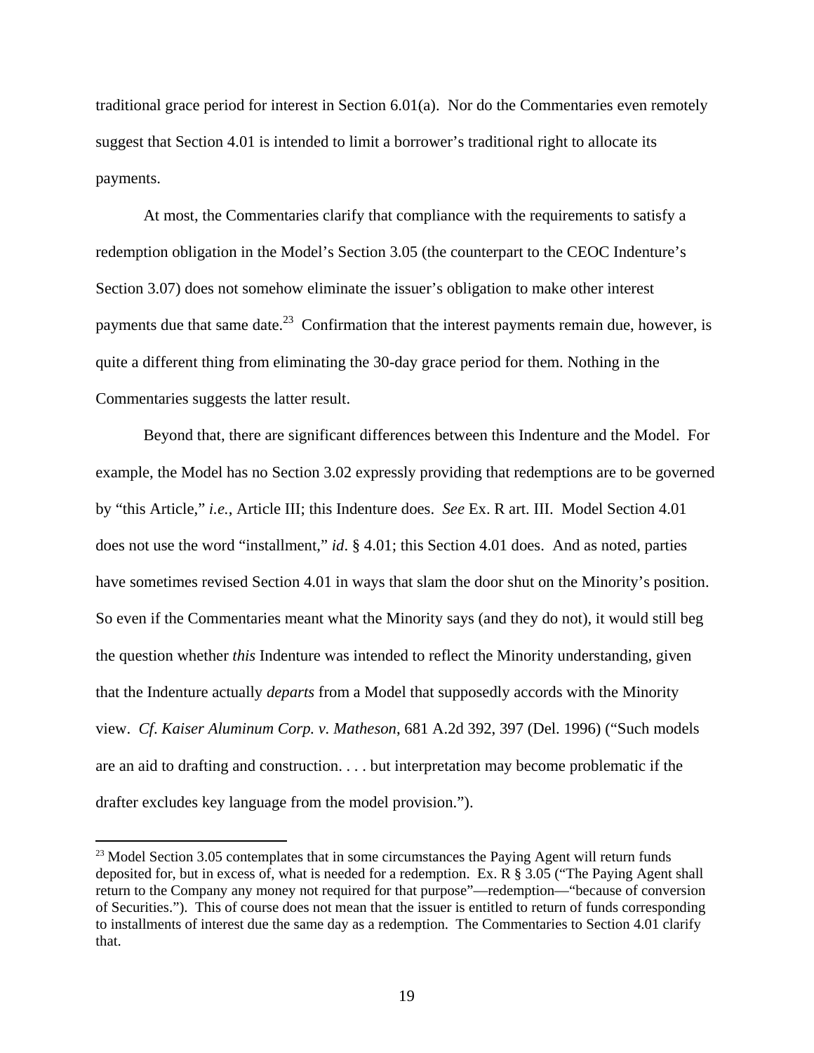traditional grace period for interest in Section 6.01(a). Nor do the Commentaries even remotely suggest that Section 4.01 is intended to limit a borrower's traditional right to allocate its payments.

At most, the Commentaries clarify that compliance with the requirements to satisfy a redemption obligation in the Model's Section 3.05 (the counterpart to the CEOC Indenture's Section 3.07) does not somehow eliminate the issuer's obligation to make other interest payments due that same date.[23] Confirmation that the interest payments remain due, however, is quite a different thing from eliminating the 30-day grace period for them. Nothing in the Commentaries suggests the latter result.

Beyond that, there are significant differences between this Indenture and the Model. For example, the Model has no Section 3.02 expressly providing that redemptions are to be governed by "this Article," *i.e.*, Article III; this Indenture does. *See* Ex. R art. III. Model Section 4.01 does not use the word "installment," *id*. § 4.01; this Section 4.01 does. And as noted, parties have sometimes revised Section 4.01 in ways that slam the door shut on the Minority's position. So even if the Commentaries meant what the Minority says (and they do not), it would still beg the question whether *this* Indenture was intended to reflect the Minority understanding, given that the Indenture actually *departs* from a Model that supposedly accords with the Minority view. *Cf*. *Kaiser Aluminum Corp. v. Matheson*, 681 A.2d 392, 397 (Del. 1996) ("Such models are an aid to drafting and construction. . . . but interpretation may become problematic if the drafter excludes key language from the model provision.").

---

[23] Model Section 3.05 contemplates that in some circumstances the Paying Agent will return funds deposited for, but in excess of, what is needed for a redemption. Ex. R § 3.05 ("The Paying Agent shall return to the Company any money not required for that purpose"—redemption—"because of conversion of Securities."). This of course does not mean that the issuer is entitled to return of funds corresponding to installments of interest due the same day as a redemption. The Commentaries to Section 4.01 clarify that.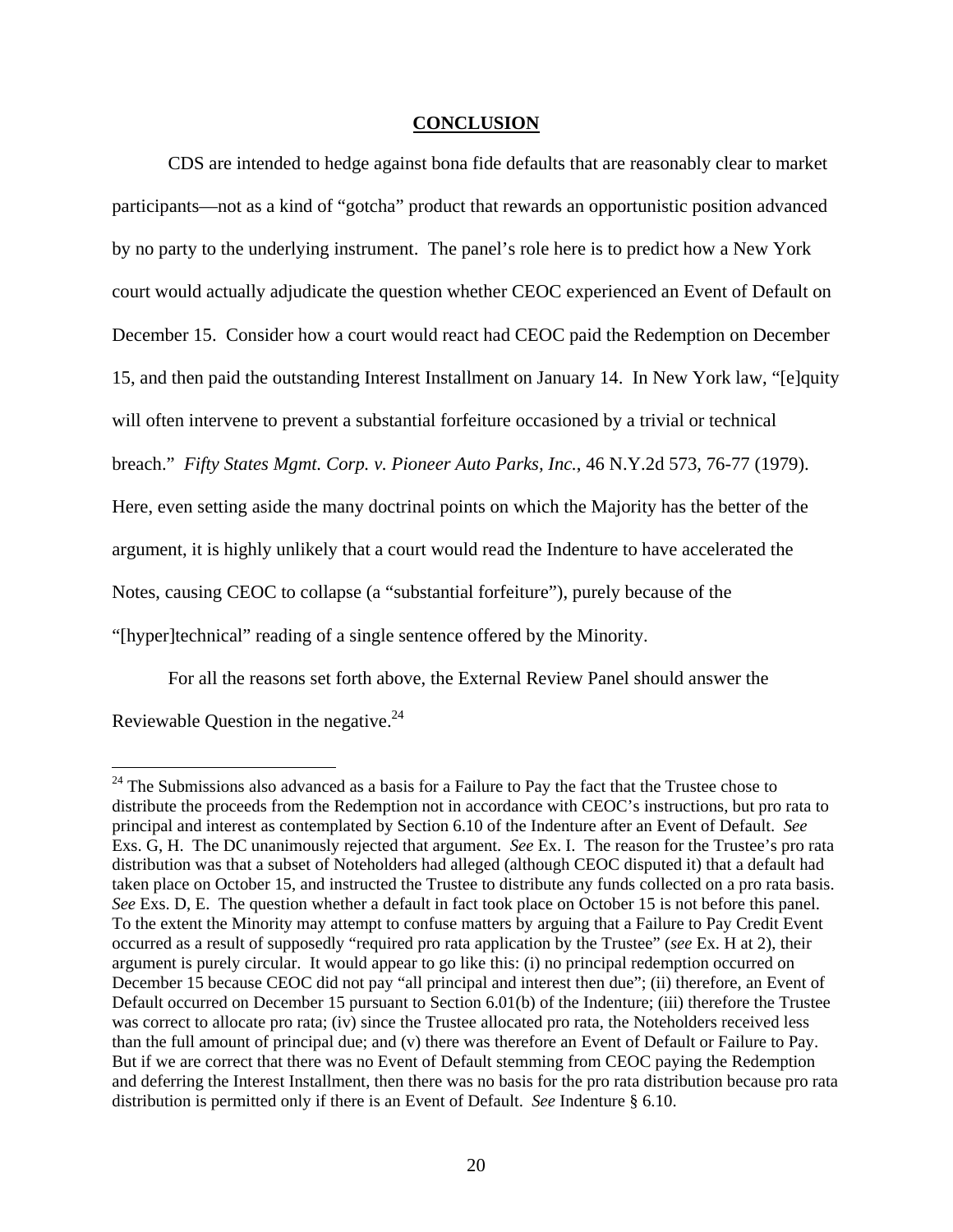## CONCLUSION

CDS are intended to hedge against bona fide defaults that are reasonably clear to market participants—not as a kind of "gotcha" product that rewards an opportunistic position advanced by no party to the underlying instrument. The panel's role here is to predict how a New York court would actually adjudicate the question whether CEOC experienced an Event of Default on December 15. Consider how a court would react had CEOC paid the Redemption on December 15, and then paid the outstanding Interest Installment on January 14. In New York law, "[e]quity will often intervene to prevent a substantial forfeiture occasioned by a trivial or technical breach." *Fifty States Mgmt. Corp. v. Pioneer Auto Parks, Inc.*, 46 N.Y.2d 573, 76-77 (1979). Here, even setting aside the many doctrinal points on which the Majority has the better of the argument, it is highly unlikely that a court would read the Indenture to have accelerated the Notes, causing CEOC to collapse (a "substantial forfeiture"), purely because of the "[hyper]technical" reading of a single sentence offered by the Minority.

For all the reasons set forth above, the External Review Panel should answer the Reviewable Question in the negative.[24]

---

[24] The Submissions also advanced as a basis for a Failure to Pay the fact that the Trustee chose to distribute the proceeds from the Redemption not in accordance with CEOC's instructions, but pro rata to principal and interest as contemplated by Section 6.10 of the Indenture after an Event of Default. *See* Exs. G, H. The DC unanimously rejected that argument. *See* Ex. I. The reason for the Trustee's pro rata distribution was that a subset of Noteholders had alleged (although CEOC disputed it) that a default had taken place on October 15, and instructed the Trustee to distribute any funds collected on a pro rata basis. *See* Exs. D, E. The question whether a default in fact took place on October 15 is not before this panel. To the extent the Minority may attempt to confuse matters by arguing that a Failure to Pay Credit Event occurred as a result of supposedly "required pro rata application by the Trustee" (*see* Ex. H at 2), their argument is purely circular. It would appear to go like this: (i) no principal redemption occurred on December 15 because CEOC did not pay "all principal and interest then due"; (ii) therefore, an Event of Default occurred on December 15 pursuant to Section 6.01(b) of the Indenture; (iii) therefore the Trustee was correct to allocate pro rata; (iv) since the Trustee allocated pro rata, the Noteholders received less than the full amount of principal due; and (v) there was therefore an Event of Default or Failure to Pay. But if we are correct that there was no Event of Default stemming from CEOC paying the Redemption and deferring the Interest Installment, then there was no basis for the pro rata distribution because pro rata distribution is permitted only if there is an Event of Default. *See* Indenture § 6.10.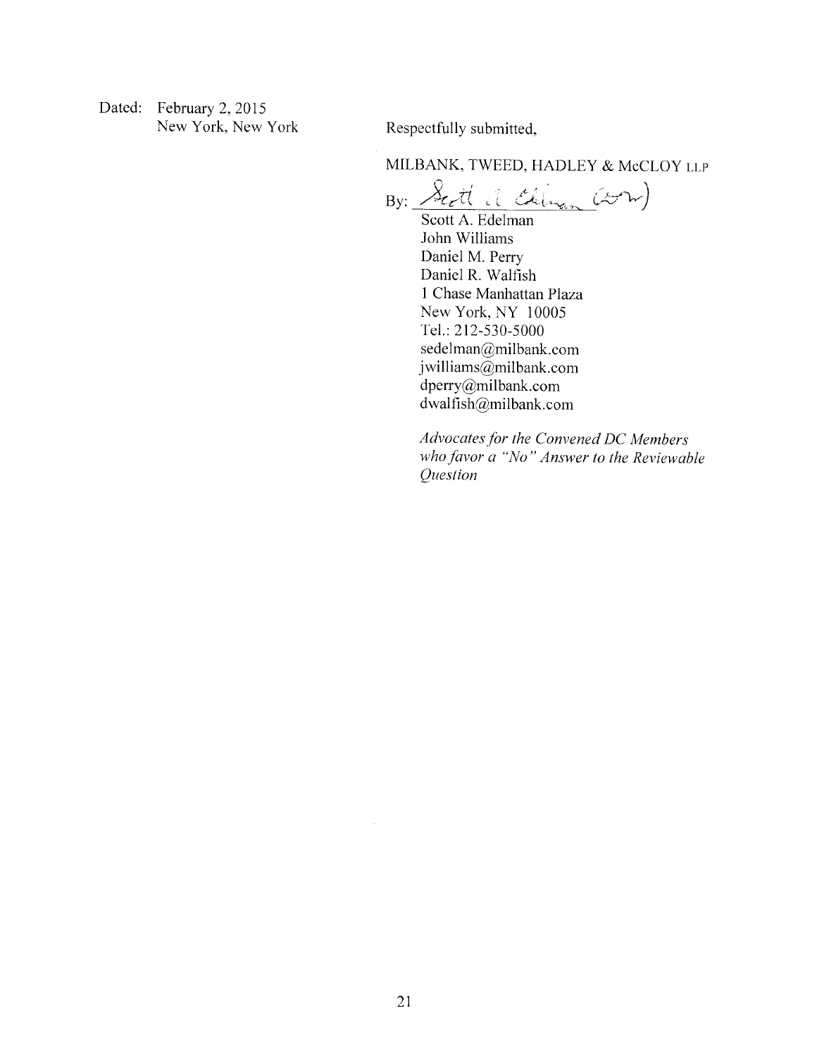Dated: February 2, 2015
New York, New York

Respectfully submitted,

MILBANK, TWEED, HADLEY & McCLOY LLP

By: Scott A. Edelman (DRW)

Scott A. Edelman
John Williams
Daniel M. Perry
Daniel R. Walfish
1 Chase Manhattan Plaza
New York, NY 10005
Tel.: 212-530-5000
sedelman@milbank.com
jwilliams@milbank.com
dperry@milbank.com
dwalfish@milbank.com

*Advocates for the Convened DC Members who favor a "No" Answer to the Reviewable Question*